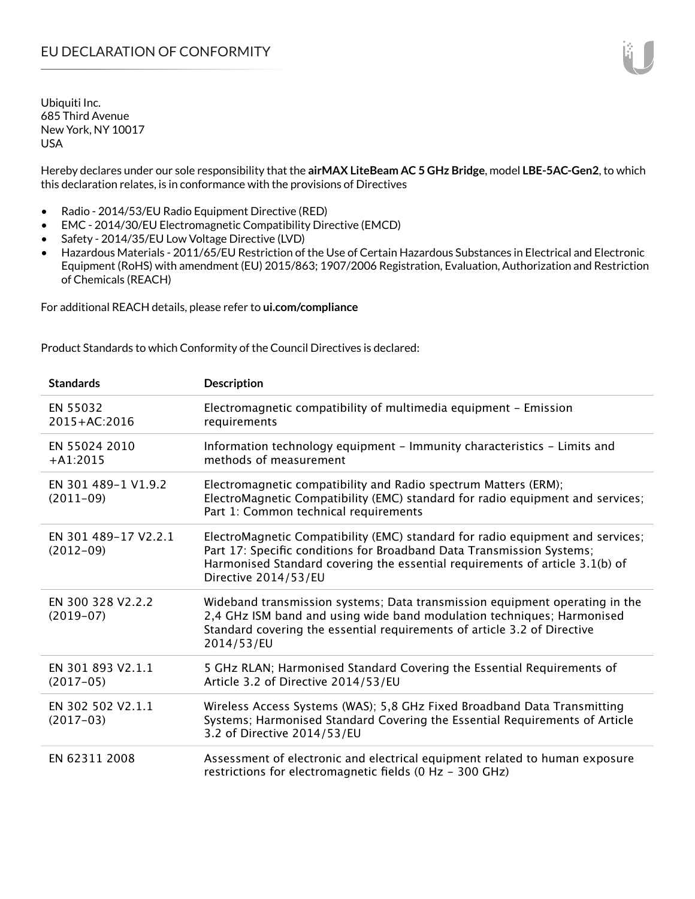// EU DECLARATION OF CONFORMITY

Ubiquiti Inc.
685 Third Avenue
New York, NY 10017
USA

Hereby declares under our sole responsibility that the **airMAX LiteBeam AC 5 GHz Bridge**, model **LBE-5AC-Gen2**, to which this declaration relates, is in conformance with the provisions of Directives

- Radio - 2014/53/EU Radio Equipment Directive (RED)
- EMC - 2014/30/EU Electromagnetic Compatibility Directive (EMCD)
- Safety - 2014/35/EU Low Voltage Directive (LVD)
- Hazardous Materials - 2011/65/EU Restriction of the Use of Certain Hazardous Substances in Electrical and Electronic Equipment (RoHS) with amendment (EU) 2015/863; 1907/2006 Registration, Evaluation, Authorization and Restriction of Chemicals (REACH)

For additional REACH details, please refer to **ui.com/compliance**

Product Standards to which Conformity of the Council Directives is declared:

| Standards | Description |
|---|---|
| EN 55032 2015+AC:2016 | Electromagnetic compatibility of multimedia equipment – Emission requirements |
| EN 55024 2010 +A1:2015 | Information technology equipment – Immunity characteristics – Limits and methods of measurement |
| EN 301 489-1 V1.9.2 (2011-09) | Electromagnetic compatibility and Radio spectrum Matters (ERM); ElectroMagnetic Compatibility (EMC) standard for radio equipment and services; Part 1: Common technical requirements |
| EN 301 489-17 V2.2.1 (2012-09) | ElectroMagnetic Compatibility (EMC) standard for radio equipment and services; Part 17: Specific conditions for Broadband Data Transmission Systems; Harmonised Standard covering the essential requirements of article 3.1(b) of Directive 2014/53/EU |
| EN 300 328 V2.2.2 (2019-07) | Wideband transmission systems; Data transmission equipment operating in the 2,4 GHz ISM band and using wide band modulation techniques; Harmonised Standard covering the essential requirements of article 3.2 of Directive 2014/53/EU |
| EN 301 893 V2.1.1 (2017-05) | 5 GHz RLAN; Harmonised Standard Covering the Essential Requirements of Article 3.2 of Directive 2014/53/EU |
| EN 302 502 V2.1.1 (2017-03) | Wireless Access Systems (WAS); 5,8 GHz Fixed Broadband Data Transmitting Systems; Harmonised Standard Covering the Essential Requirements of Article 3.2 of Directive 2014/53/EU |
| EN 62311 2008 | Assessment of electronic and electrical equipment related to human exposure restrictions for electromagnetic fields (0 Hz – 300 GHz) |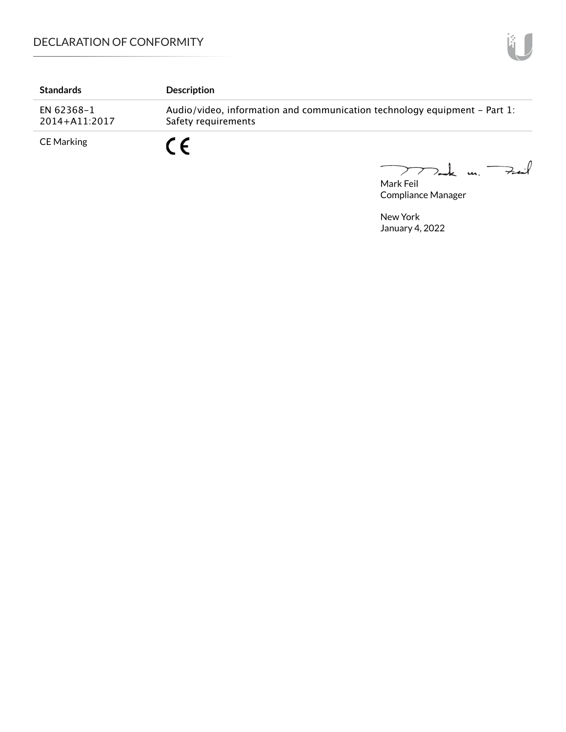| Standards | Description |
|---|---|
| EN 62368-1 2014+A11:2017 | Audio/video, information and communication technology equipment - Part 1: Safety requirements |
| CE Marking | CE |

Mark Feil
Compliance Manager

New York
January 4, 2022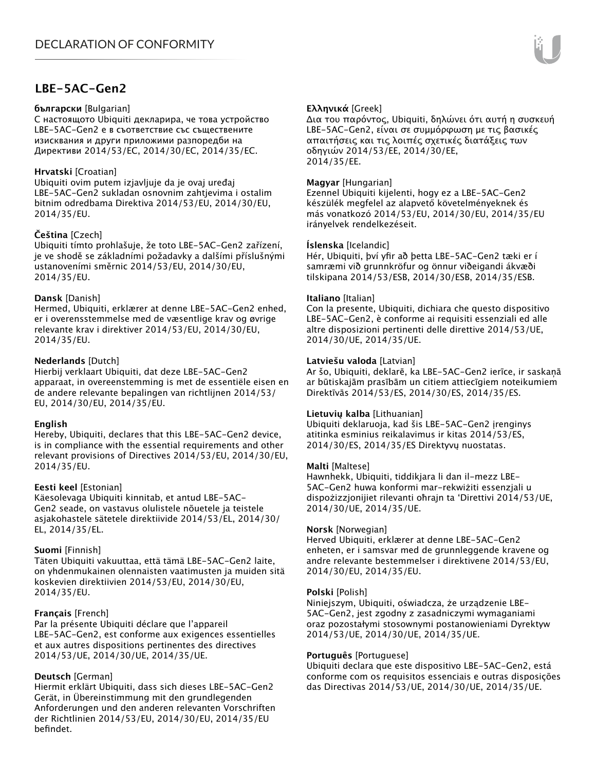# DECLARATION OF CONFORMITY

## LBE-5AC-Gen2

**български** [Bulgarian]
С настоящото Ubiquiti декларира, че това устройство LBE-5AC-Gen2 е в съответствие със съществените изисквания и други приложими разпоредби на Директиви 2014/53/EC, 2014/30/ЕС, 2014/35/ЕС.

**Hrvatski** [Croatian]
Ubiquiti ovim putem izjavljuje da je ovaj uređaj LBE-5AC-Gen2 sukladan osnovnim zahtjevima i ostalim bitnim odredbama Direktiva 2014/53/EU, 2014/30/EU, 2014/35/EU.

**Čeština** [Czech]
Ubiquiti tímto prohlašuje, že toto LBE-5AC-Gen2 zařízení, je ve shodě se základními požadavky a dalšími příslušnými ustanoveními směrnic 2014/53/EU, 2014/30/EU, 2014/35/EU.

**Dansk** [Danish]
Hermed, Ubiquiti, erklærer at denne LBE-5AC-Gen2 enhed, er i overensstemmelse med de væsentlige krav og øvrige relevante krav i direktiver 2014/53/EU, 2014/30/EU, 2014/35/EU.

**Nederlands** [Dutch]
Hierbij verklaart Ubiquiti, dat deze LBE-5AC-Gen2 apparaat, in overeenstemming is met de essentiële eisen en de andere relevante bepalingen van richtlijnen 2014/53/EU, 2014/30/EU, 2014/35/EU.

**English**
Hereby, Ubiquiti, declares that this LBE-5AC-Gen2 device, is in compliance with the essential requirements and other relevant provisions of Directives 2014/53/EU, 2014/30/EU, 2014/35/EU.

**Eesti keel** [Estonian]
Käesolevaga Ubiquiti kinnitab, et antud LBE-5AC-Gen2 seade, on vastavus olulistele nõuetele ja teistele asjakohastele sätetele direktiivide 2014/53/EL, 2014/30/EL, 2014/35/EL.

**Suomi** [Finnish]
Täten Ubiquiti vakuuttaa, että tämä LBE-5AC-Gen2 laite, on yhdenmukainen olennaisten vaatimusten ja muiden sitä koskevien direktiivien 2014/53/EU, 2014/30/EU, 2014/35/EU.

**Français** [French]
Par la présente Ubiquiti déclare que l'appareil LBE-5AC-Gen2, est conforme aux exigences essentielles et aux autres dispositions pertinentes des directives 2014/53/UE, 2014/30/UE, 2014/35/UE.

**Deutsch** [German]
Hiermit erklärt Ubiquiti, dass sich dieses LBE-5AC-Gen2 Gerät, in Übereinstimmung mit den grundlegenden Anforderungen und den anderen relevanten Vorschriften der Richtlinien 2014/53/EU, 2014/30/EU, 2014/35/EU befindet.

**Ελληνικά** [Greek]
Δια του παρόντος, Ubiquiti, δηλώνει ότι αυτή η συσκευή LBE-5AC-Gen2, είναι σε συμμόρφωση με τις βασικές απαιτήσεις και τις λοιπές σχετικές διατάξεις των οδηγιών 2014/53/EE, 2014/30/EE, 2014/35/EE.

**Magyar** [Hungarian]
Ezennel Ubiquiti kijelenti, hogy ez a LBE-5AC-Gen2 készülék megfelel az alapvető követelményeknek és más vonatkozó 2014/53/EU, 2014/30/EU, 2014/35/EU irányelvek rendelkezéseit.

**Íslenska** [Icelandic]
Hér, Ubiquiti, því yfir að þetta LBE-5AC-Gen2 tæki er í samræmi við grunnkröfur og önnur viðeigandi ákvæði tilskipana 2014/53/ESB, 2014/30/ESB, 2014/35/ESB.

**Italiano** [Italian]
Con la presente, Ubiquiti, dichiara che questo dispositivo LBE-5AC-Gen2, è conforme ai requisiti essenziali ed alle altre disposizioni pertinenti delle direttive 2014/53/UE, 2014/30/UE, 2014/35/UE.

**Latviešu valoda** [Latvian]
Ar šo, Ubiquiti, deklarē, ka LBE-5AC-Gen2 ierīce, ir saskaņā ar būtiskajām prasībām un citiem attiecīgiem noteikumiem Direktīvās 2014/53/ES, 2014/30/ES, 2014/35/ES.

**Lietuvių kalba** [Lithuanian]
Ubiquiti deklaruoja, kad šis LBE-5AC-Gen2 įrenginys atitinka esminius reikalavimus ir kitas 2014/53/ES, 2014/30/ES, 2014/35/ES Direktyvų nuostatas.

**Malti** [Maltese]
Hawnhekk, Ubiquiti, tiddikjara li dan il-mezz LBE-5AC-Gen2 huwa konformi mar-rekwiżiti essenzjali u dispożizzjonijiet rilevanti oħrajn ta 'Direttivi 2014/53/UE, 2014/30/UE, 2014/35/UE.

**Norsk** [Norwegian]
Herved Ubiquiti, erklærer at denne LBE-5AC-Gen2 enheten, er i samsvar med de grunnleggende kravene og andre relevante bestemmelser i direktivene 2014/53/EU, 2014/30/EU, 2014/35/EU.

**Polski** [Polish]
Niniejszym, Ubiquiti, oświadcza, że urządzenie LBE-5AC-Gen2, jest zgodny z zasadniczymi wymaganiami oraz pozostałymi stosownymi postanowieniami Dyrektyw 2014/53/UE, 2014/30/UE, 2014/35/UE.

**Português** [Portuguese]
Ubiquiti declara que este dispositivo LBE-5AC-Gen2, está conforme com os requisitos essenciais e outras disposições das Directivas 2014/53/UE, 2014/30/UE, 2014/35/UE.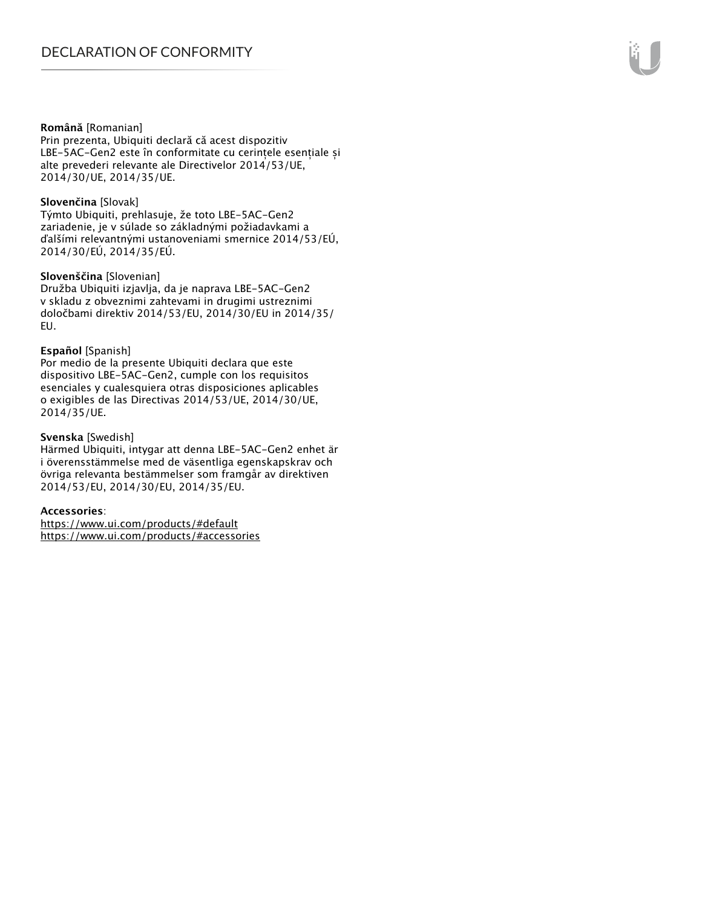**Română** [Romanian]
Prin prezenta, Ubiquiti declară că acest dispozitiv LBE-5AC-Gen2 este în conformitate cu cerințele esențiale și alte prevederi relevante ale Directivelor 2014/53/UE, 2014/30/UE, 2014/35/UE.

**Slovenčina** [Slovak]
Týmto Ubiquiti, prehlasuje, že toto LBE-5AC-Gen2 zariadenie, je v súlade so základnými požiadavkami a ďalšími relevantnými ustanoveniami smernice 2014/53/EÚ, 2014/30/EÚ, 2014/35/EÚ.

**Slovenščina** [Slovenian]
Družba Ubiquiti izjavlja, da je naprava LBE-5AC-Gen2 v skladu z obveznimi zahtevami in drugimi ustreznimi določbami direktiv 2014/53/EU, 2014/30/EU in 2014/35/EU.

**Español** [Spanish]
Por medio de la presente Ubiquiti declara que este dispositivo LBE-5AC-Gen2, cumple con los requisitos esenciales y cualesquiera otras disposiciones aplicables o exigibles de las Directivas 2014/53/UE, 2014/30/UE, 2014/35/UE.

**Svenska** [Swedish]
Härmed Ubiquiti, intygar att denna LBE-5AC-Gen2 enhet är i överensstämmelse med de väsentliga egenskapskrav och övriga relevanta bestämmelser som framgår av direktiven 2014/53/EU, 2014/30/EU, 2014/35/EU.

**Accessories**:
https://www.ui.com/products/#default
https://www.ui.com/products/#accessories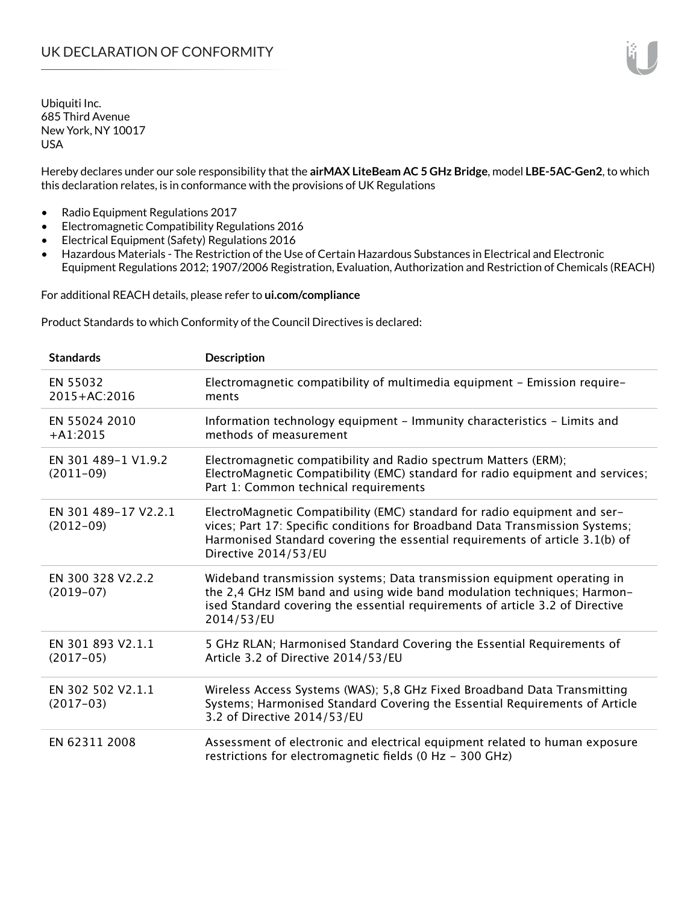# UK DECLARATION OF CONFORMITY

Ubiquiti Inc.
685 Third Avenue
New York, NY 10017
USA

Hereby declares under our sole responsibility that the **airMAX LiteBeam AC 5 GHz Bridge**, model **LBE-5AC-Gen2**, to which this declaration relates, is in conformance with the provisions of UK Regulations

- Radio Equipment Regulations 2017
- Electromagnetic Compatibility Regulations 2016
- Electrical Equipment (Safety) Regulations 2016
- Hazardous Materials - The Restriction of the Use of Certain Hazardous Substances in Electrical and Electronic Equipment Regulations 2012; 1907/2006 Registration, Evaluation, Authorization and Restriction of Chemicals (REACH)

For additional REACH details, please refer to **ui.com/compliance**

Product Standards to which Conformity of the Council Directives is declared:

| Standards | Description |
|---|---|
| EN 55032 2015+AC:2016 | Electromagnetic compatibility of multimedia equipment – Emission requirements |
| EN 55024 2010 +A1:2015 | Information technology equipment – Immunity characteristics – Limits and methods of measurement |
| EN 301 489-1 V1.9.2 (2011-09) | Electromagnetic compatibility and Radio spectrum Matters (ERM); ElectroMagnetic Compatibility (EMC) standard for radio equipment and services; Part 1: Common technical requirements |
| EN 301 489-17 V2.2.1 (2012-09) | ElectroMagnetic Compatibility (EMC) standard for radio equipment and services; Part 17: Specific conditions for Broadband Data Transmission Systems; Harmonised Standard covering the essential requirements of article 3.1(b) of Directive 2014/53/EU |
| EN 300 328 V2.2.2 (2019-07) | Wideband transmission systems; Data transmission equipment operating in the 2,4 GHz ISM band and using wide band modulation techniques; Harmonised Standard covering the essential requirements of article 3.2 of Directive 2014/53/EU |
| EN 301 893 V2.1.1 (2017-05) | 5 GHz RLAN; Harmonised Standard Covering the Essential Requirements of Article 3.2 of Directive 2014/53/EU |
| EN 302 502 V2.1.1 (2017-03) | Wireless Access Systems (WAS); 5,8 GHz Fixed Broadband Data Transmitting Systems; Harmonised Standard Covering the Essential Requirements of Article 3.2 of Directive 2014/53/EU |
| EN 62311 2008 | Assessment of electronic and electrical equipment related to human exposure restrictions for electromagnetic fields (0 Hz - 300 GHz) |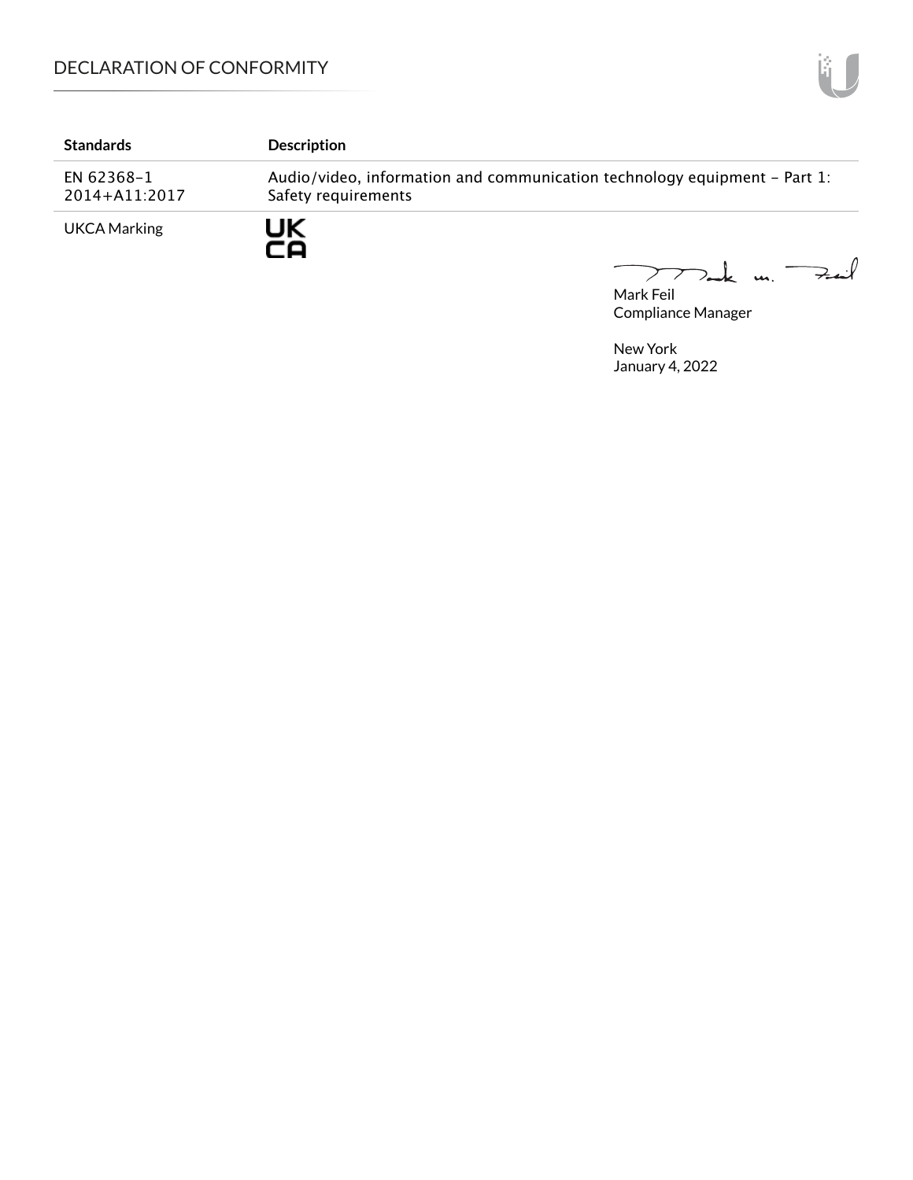| Standards | Description |
| --- | --- |
| EN 62368-1 2014+A11:2017 | Audio/video, information and communication technology equipment - Part 1: Safety requirements |
| UKCA Marking | UK CA |

Mark Feil
Compliance Manager

New York
January 4, 2022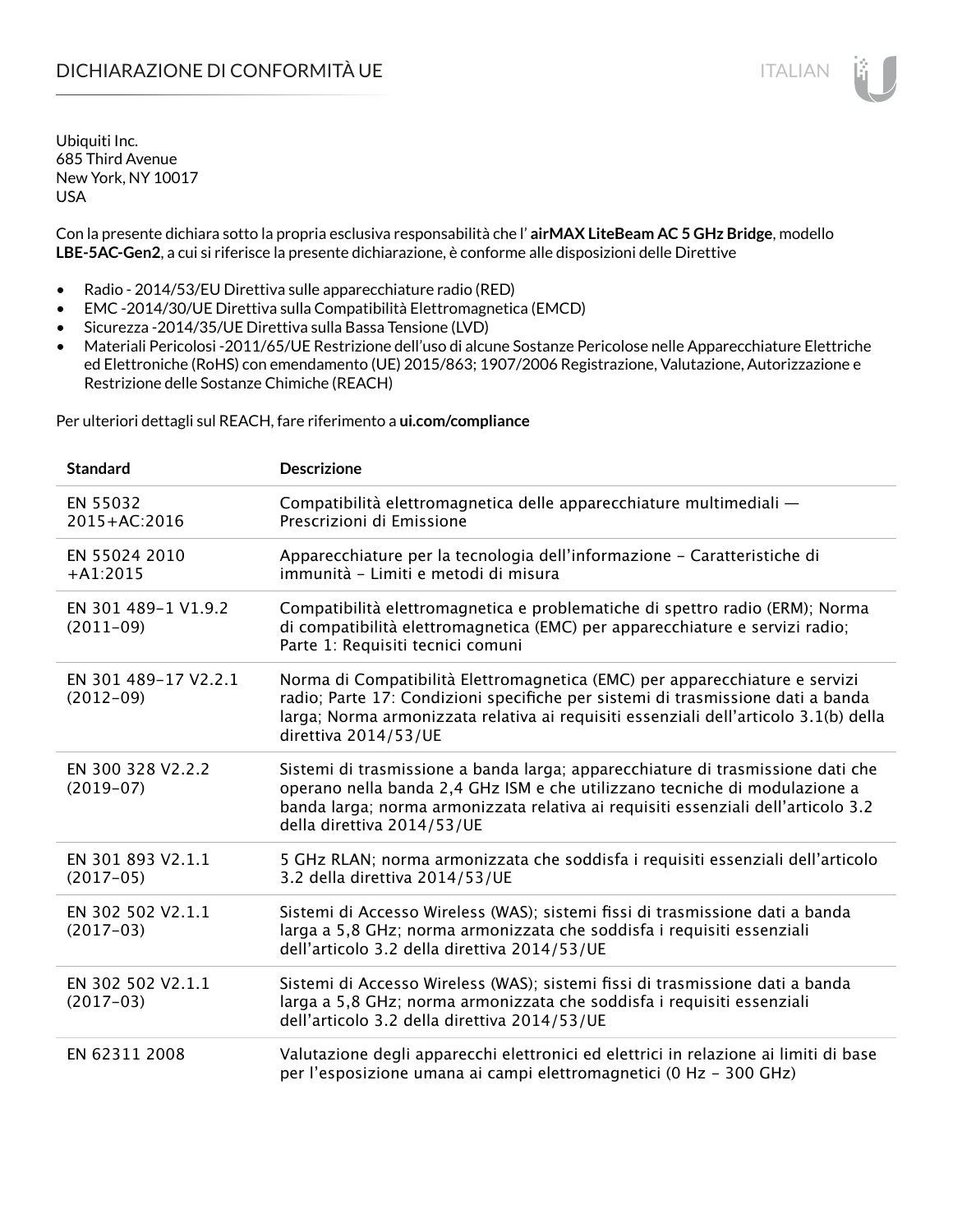# DICHIARAZIONE DI CONFORMITÀ UE

Ubiquiti Inc.
685 Third Avenue
New York, NY 10017
USA

Con la presente dichiara sotto la propria esclusiva responsabilità che l' **airMAX LiteBeam AC 5 GHz Bridge**, modello **LBE-5AC-Gen2**, a cui si riferisce la presente dichiarazione, è conforme alle disposizioni delle Direttive

- Radio - 2014/53/EU Direttiva sulle apparecchiature radio (RED)
- EMC -2014/30/UE Direttiva sulla Compatibilità Elettromagnetica (EMCD)
- Sicurezza -2014/35/UE Direttiva sulla Bassa Tensione (LVD)
- Materiali Pericolosi -2011/65/UE Restrizione dell'uso di alcune Sostanze Pericolose nelle Apparecchiature Elettriche ed Elettroniche (RoHS) con emendamento (UE) 2015/863; 1907/2006 Registrazione, Valutazione, Autorizzazione e Restrizione delle Sostanze Chimiche (REACH)

Per ulteriori dettagli sul REACH, fare riferimento a **ui.com/compliance**

| Standard | Descrizione |
|---|---|
| EN 55032 2015+AC:2016 | Compatibilità elettromagnetica delle apparecchiature multimediali — Prescrizioni di Emissione |
| EN 55024 2010 +A1:2015 | Apparecchiature per la tecnologia dell'informazione – Caratteristiche di immunità – Limiti e metodi di misura |
| EN 301 489-1 V1.9.2 (2011-09) | Compatibilità elettromagnetica e problematiche di spettro radio (ERM); Norma di compatibilità elettromagnetica (EMC) per apparecchiature e servizi radio; Parte 1: Requisiti tecnici comuni |
| EN 301 489-17 V2.2.1 (2012-09) | Norma di Compatibilità Elettromagnetica (EMC) per apparecchiature e servizi radio; Parte 17: Condizioni specifiche per sistemi di trasmissione dati a banda larga; Norma armonizzata relativa ai requisiti essenziali dell'articolo 3.1(b) della direttiva 2014/53/UE |
| EN 300 328 V2.2.2 (2019-07) | Sistemi di trasmissione a banda larga; apparecchiature di trasmissione dati che operano nella banda 2,4 GHz ISM e che utilizzano tecniche di modulazione a banda larga; norma armonizzata relativa ai requisiti essenziali dell'articolo 3.2 della direttiva 2014/53/UE |
| EN 301 893 V2.1.1 (2017-05) | 5 GHz RLAN; norma armonizzata che soddisfa i requisiti essenziali dell'articolo 3.2 della direttiva 2014/53/UE |
| EN 302 502 V2.1.1 (2017-03) | Sistemi di Accesso Wireless (WAS); sistemi fissi di trasmissione dati a banda larga a 5,8 GHz; norma armonizzata che soddisfa i requisiti essenziali dell'articolo 3.2 della direttiva 2014/53/UE |
| EN 302 502 V2.1.1 (2017-03) | Sistemi di Accesso Wireless (WAS); sistemi fissi di trasmissione dati a banda larga a 5,8 GHz; norma armonizzata che soddisfa i requisiti essenziali dell'articolo 3.2 della direttiva 2014/53/UE |
| EN 62311 2008 | Valutazione degli apparecchi elettronici ed elettrici in relazione ai limiti di base per l'esposizione umana ai campi elettromagnetici (0 Hz - 300 GHz) |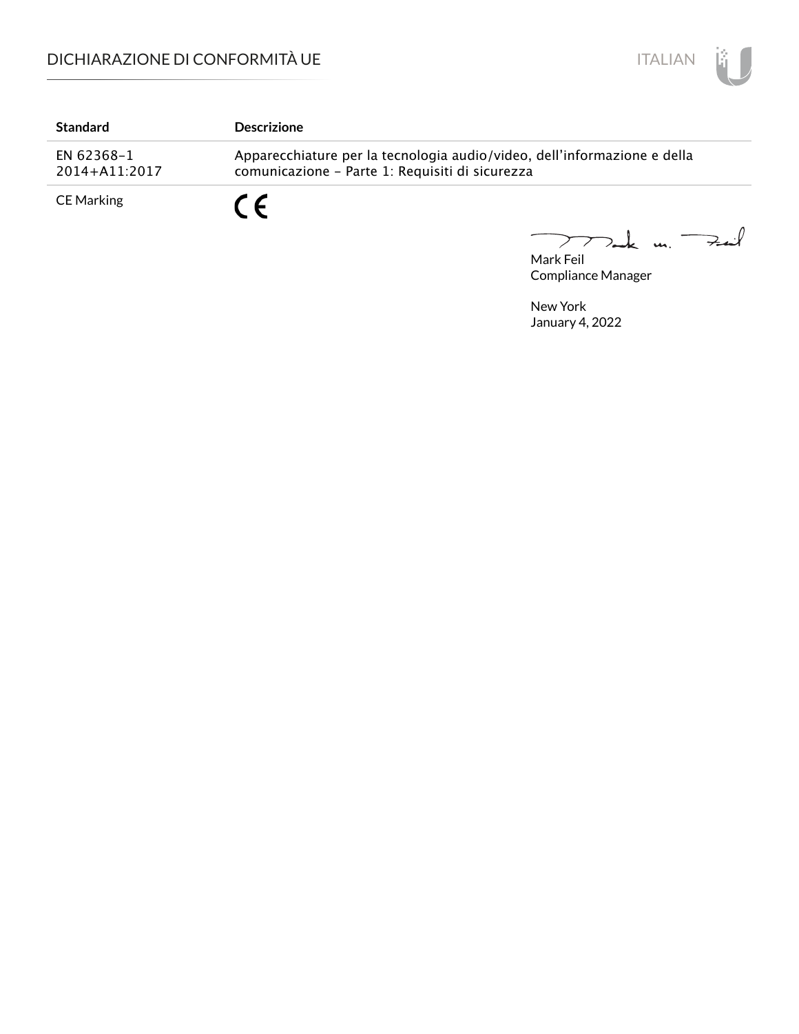| Standard | Descrizione |
|---|---|
| EN 62368-1 2014+A11:2017 | Apparecchiature per la tecnologia audio/video, dell'informazione e della comunicazione - Parte 1: Requisiti di sicurezza |
| CE Marking | CE |

Mark Feil
Compliance Manager

New York
January 4, 2022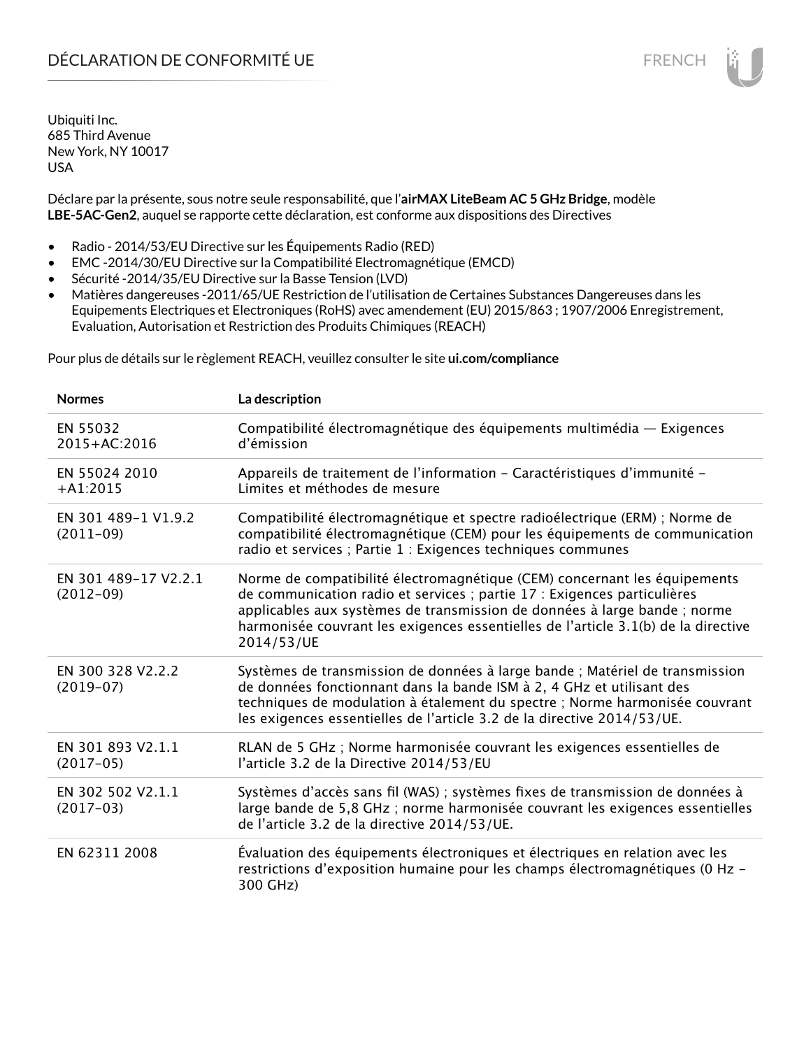# DÉCLARATION DE CONFORMITÉ UE

Ubiquiti Inc.
685 Third Avenue
New York, NY 10017
USA

Déclare par la présente, sous notre seule responsabilité, que l'**airMAX LiteBeam AC 5 GHz Bridge**, modèle **LBE-5AC-Gen2**, auquel se rapporte cette déclaration, est conforme aux dispositions des Directives

- Radio - 2014/53/EU Directive sur les Équipements Radio (RED)
- EMC -2014/30/EU Directive sur la Compatibilité Electromagnétique (EMCD)
- Sécurité -2014/35/EU Directive sur la Basse Tension (LVD)
- Matières dangereuses -2011/65/UE Restriction de l'utilisation de Certaines Substances Dangereuses dans les Equipements Electriques et Electroniques (RoHS) avec amendement (EU) 2015/863 ; 1907/2006 Enregistrement, Evaluation, Autorisation et Restriction des Produits Chimiques (REACH)

Pour plus de détails sur le règlement REACH, veuillez consulter le site **ui.com/compliance**

| Normes | La description |
|---|---|
| EN 55032 2015+AC:2016 | Compatibilité électromagnétique des équipements multimédia — Exigences d'émission |
| EN 55024 2010 +A1:2015 | Appareils de traitement de l'information – Caractéristiques d'immunité – Limites et méthodes de mesure |
| EN 301 489-1 V1.9.2 (2011-09) | Compatibilité électromagnétique et spectre radioélectrique (ERM) ; Norme de compatibilité électromagnétique (CEM) pour les équipements de communication radio et services ; Partie 1 : Exigences techniques communes |
| EN 301 489-17 V2.2.1 (2012-09) | Norme de compatibilité électromagnétique (CEM) concernant les équipements de communication radio et services ; partie 17 : Exigences particulières applicables aux systèmes de transmission de données à large bande ; norme harmonisée couvrant les exigences essentielles de l'article 3.1(b) de la directive 2014/53/UE |
| EN 300 328 V2.2.2 (2019-07) | Systèmes de transmission de données à large bande ; Matériel de transmission de données fonctionnant dans la bande ISM à 2, 4 GHz et utilisant des techniques de modulation à étalement du spectre ; Norme harmonisée couvrant les exigences essentielles de l'article 3.2 de la directive 2014/53/UE. |
| EN 301 893 V2.1.1 (2017-05) | RLAN de 5 GHz ; Norme harmonisée couvrant les exigences essentielles de l'article 3.2 de la Directive 2014/53/EU |
| EN 302 502 V2.1.1 (2017-03) | Systèmes d'accès sans fil (WAS) ; systèmes fixes de transmission de données à large bande de 5,8 GHz ; norme harmonisée couvrant les exigences essentielles de l'article 3.2 de la directive 2014/53/UE. |
| EN 62311 2008 | Évaluation des équipements électroniques et électriques en relation avec les restrictions d'exposition humaine pour les champs électromagnétiques (0 Hz – 300 GHz) |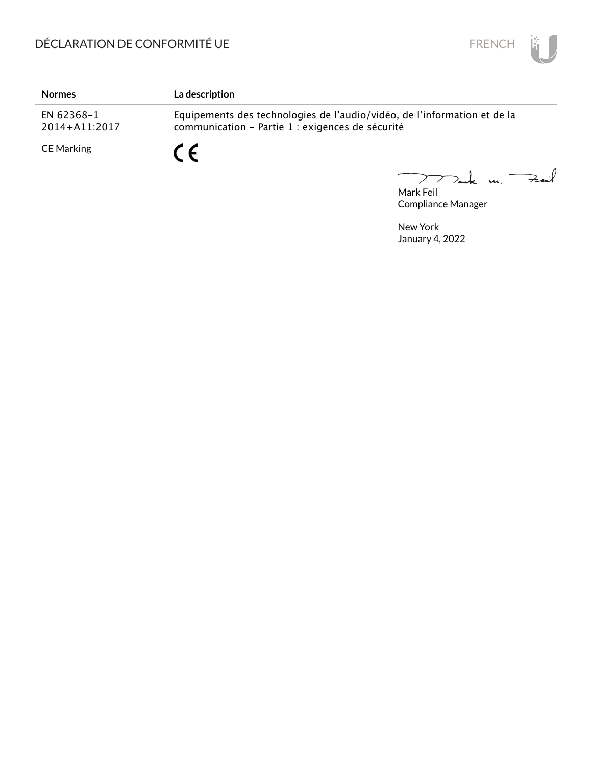# DÉCLARATION DE CONFORMITÉ UE

| Normes | La description |
|---|---|
| EN 62368-1 2014+A11:2017 | Equipements des technologies de l'audio/vidéo, de l'information et de la communication - Partie 1 : exigences de sécurité |
| CE Marking | CE |

Mark Feil
Compliance Manager

New York
January 4, 2022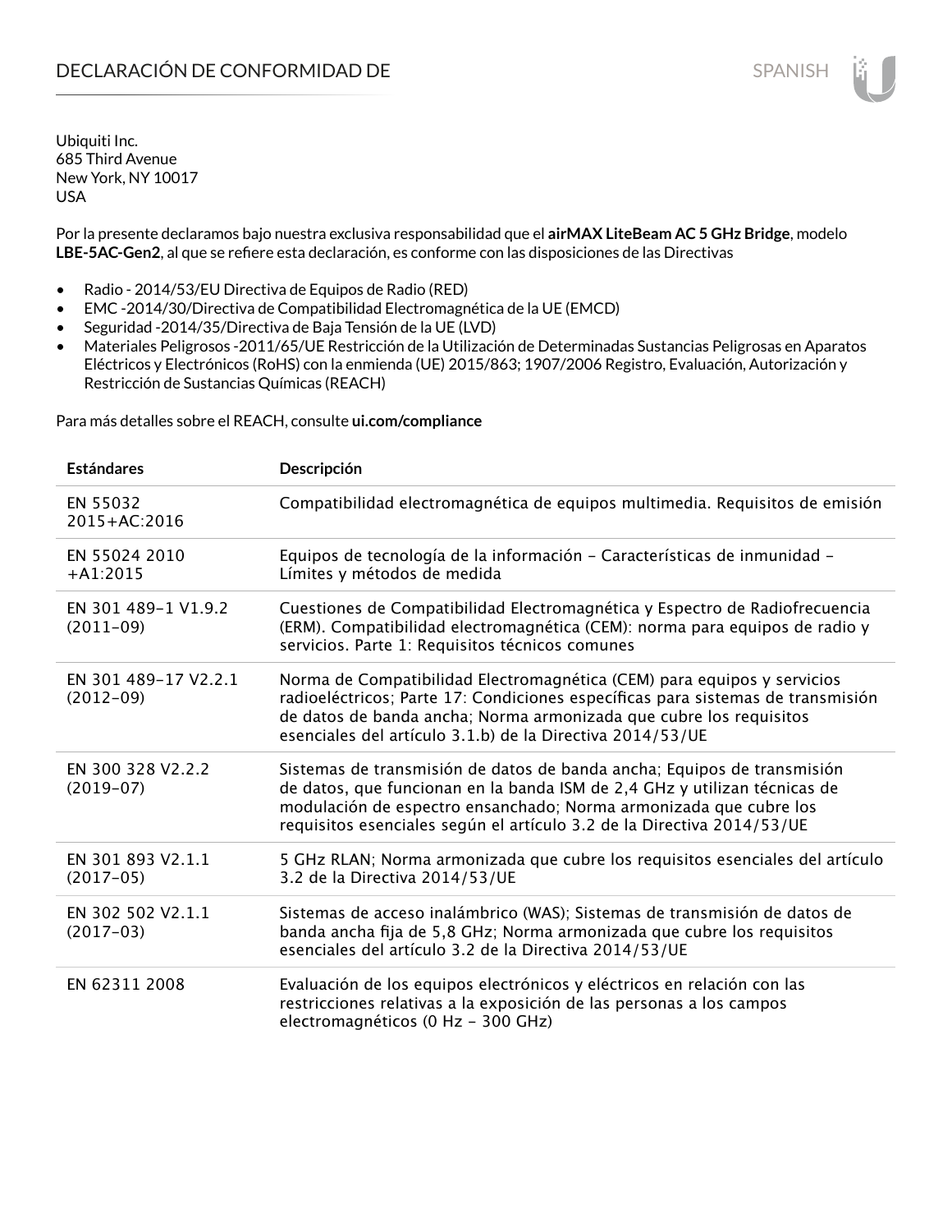# DECLARACIÓN DE CONFORMIDAD DE

Ubiquiti Inc.
685 Third Avenue
New York, NY 10017
USA

Por la presente declaramos bajo nuestra exclusiva responsabilidad que el **airMAX LiteBeam AC 5 GHz Bridge**, modelo **LBE-5AC-Gen2**, al que se refiere esta declaración, es conforme con las disposiciones de las Directivas

- Radio - 2014/53/EU Directiva de Equipos de Radio (RED)
- EMC -2014/30/Directiva de Compatibilidad Electromagnética de la UE (EMCD)
- Seguridad -2014/35/Directiva de Baja Tensión de la UE (LVD)
- Materiales Peligrosos -2011/65/UE Restricción de la Utilización de Determinadas Sustancias Peligrosas en Aparatos Eléctricos y Electrónicos (RoHS) con la enmienda (UE) 2015/863; 1907/2006 Registro, Evaluación, Autorización y Restricción de Sustancias Químicas (REACH)

Para más detalles sobre el REACH, consulte **ui.com/compliance**

| Estándares | Descripción |
|---|---|
| EN 55032 2015+AC:2016 | Compatibilidad electromagnética de equipos multimedia. Requisitos de emisión |
| EN 55024 2010 +A1:2015 | Equipos de tecnología de la información – Características de inmunidad – Límites y métodos de medida |
| EN 301 489-1 V1.9.2 (2011-09) | Cuestiones de Compatibilidad Electromagnética y Espectro de Radiofrecuencia (ERM). Compatibilidad electromagnética (CEM): norma para equipos de radio y servicios. Parte 1: Requisitos técnicos comunes |
| EN 301 489-17 V2.2.1 (2012-09) | Norma de Compatibilidad Electromagnética (CEM) para equipos y servicios radioeléctricos; Parte 17: Condiciones específicas para sistemas de transmisión de datos de banda ancha; Norma armonizada que cubre los requisitos esenciales del artículo 3.1.b) de la Directiva 2014/53/UE |
| EN 300 328 V2.2.2 (2019-07) | Sistemas de transmisión de datos de banda ancha; Equipos de transmisión de datos, que funcionan en la banda ISM de 2,4 GHz y utilizan técnicas de modulación de espectro ensanchado; Norma armonizada que cubre los requisitos esenciales según el artículo 3.2 de la Directiva 2014/53/UE |
| EN 301 893 V2.1.1 (2017-05) | 5 GHz RLAN; Norma armonizada que cubre los requisitos esenciales del artículo 3.2 de la Directiva 2014/53/UE |
| EN 302 502 V2.1.1 (2017-03) | Sistemas de acceso inalámbrico (WAS); Sistemas de transmisión de datos de banda ancha fija de 5,8 GHz; Norma armonizada que cubre los requisitos esenciales del artículo 3.2 de la Directiva 2014/53/UE |
| EN 62311 2008 | Evaluación de los equipos electrónicos y eléctricos en relación con las restricciones relativas a la exposición de las personas a los campos electromagnéticos (0 Hz – 300 GHz) |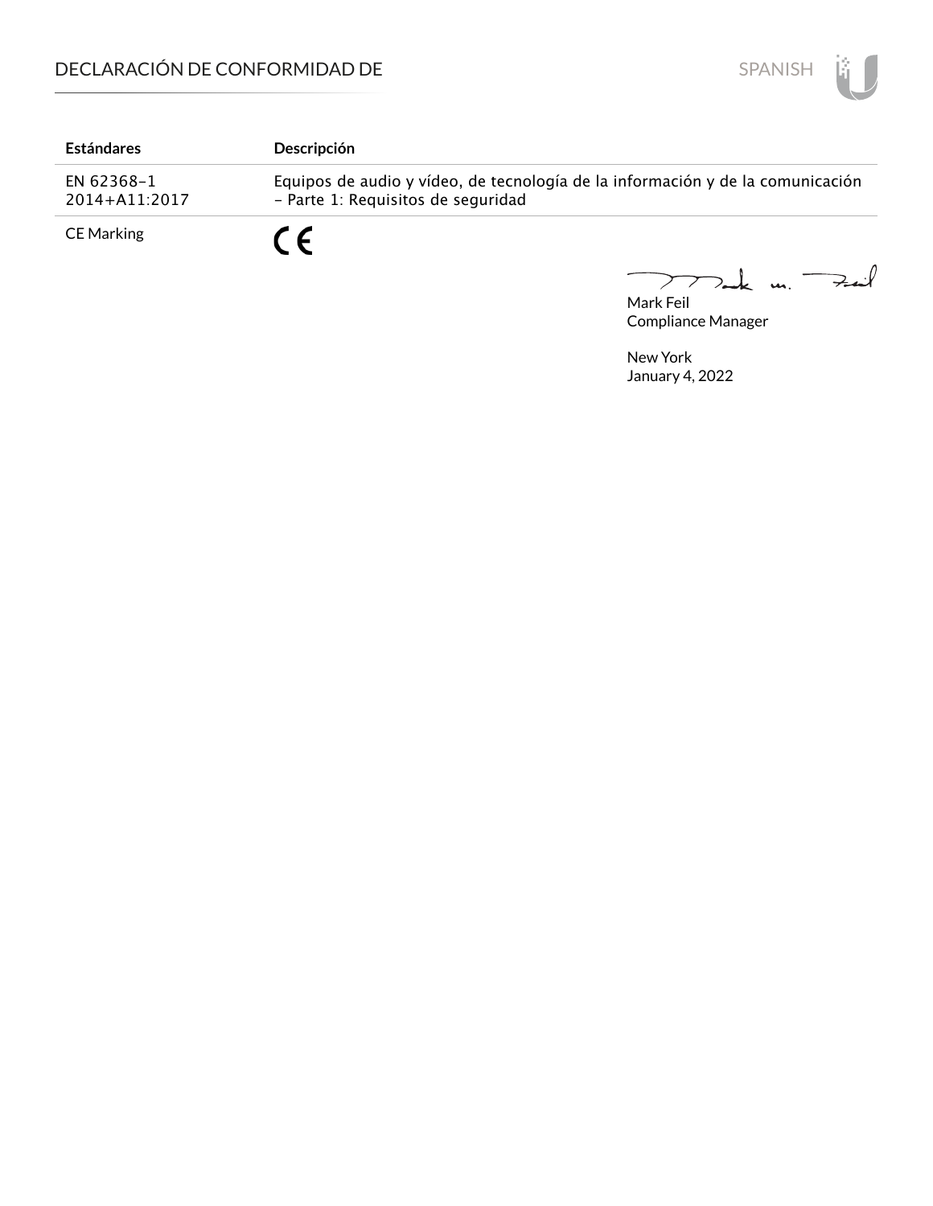# DECLARACIÓN DE CONFORMIDAD DE

| Estándares | Descripción |
| --- | --- |
| EN 62368-1 2014+A11:2017 | Equipos de audio y vídeo, de tecnología de la información y de la comunicación - Parte 1: Requisitos de seguridad |
| CE Marking | CE |

Mark Feil
Compliance Manager

New York
January 4, 2022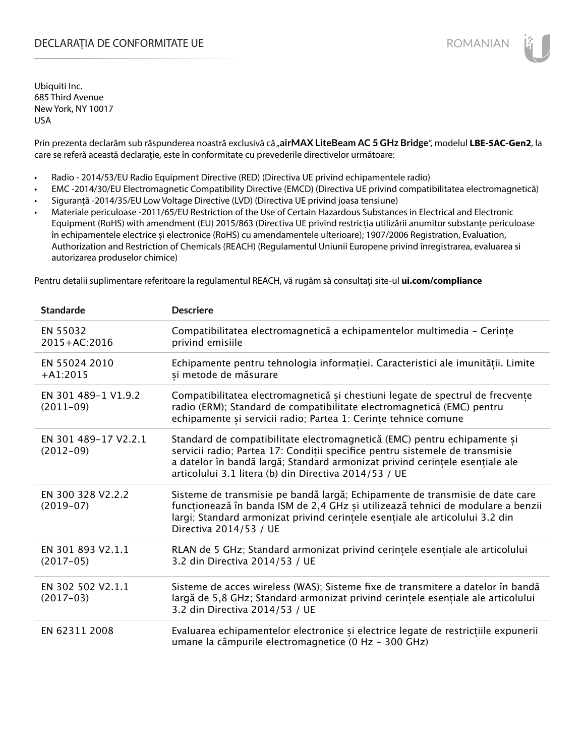# DECLARAȚIA DE CONFORMITATE UE

Ubiquiti Inc.
685 Third Avenue
New York, NY 10017
USA

Prin prezenta declarăm sub răspunderea noastră exclusivă că „**airMAX LiteBeam AC 5 GHz Bridge**", modelul **LBE-5AC-Gen2**, la care se referă această declarație, este în conformitate cu prevederile directivelor următoare:

- Radio - 2014/53/EU Radio Equipment Directive (RED) (Directiva UE privind echipamentele radio)
- EMC -2014/30/EU Electromagnetic Compatibility Directive (EMCD) (Directiva UE privind compatibilitatea electromagnetică)
- Siguranță -2014/35/EU Low Voltage Directive (LVD) (Directiva UE privind joasa tensiune)
- Materiale periculoase -2011/65/EU Restriction of the Use of Certain Hazardous Substances in Electrical and Electronic Equipment (RoHS) with amendment (EU) 2015/863 (Directiva UE privind restricția utilizării anumitor substanțe periculoase în echipamentele electrice și electronice (RoHS) cu amendamentele ulterioare); 1907/2006 Registration, Evaluation, Authorization and Restriction of Chemicals (REACH) (Regulamentul Uniunii Europene privind înregistrarea, evaluarea si autorizarea produselor chimice)

Pentru detalii suplimentare referitoare la regulamentul REACH, vă rugăm să consultați site-ul **ui.com/compliance**

| Standarde | Descriere |
|---|---|
| EN 55032 2015+AC:2016 | Compatibilitatea electromagnetică a echipamentelor multimedia – Cerințe privind emisiile |
| EN 55024 2010 +A1:2015 | Echipamente pentru tehnologia informației. Caracteristici ale imunității. Limite și metode de măsurare |
| EN 301 489-1 V1.9.2 (2011-09) | Compatibilitatea electromagnetică și chestiuni legate de spectrul de frecvențe radio (ERM); Standard de compatibilitate electromagnetică (EMC) pentru echipamente și servicii radio; Partea 1: Cerințe tehnice comune |
| EN 301 489-17 V2.2.1 (2012-09) | Standard de compatibilitate electromagnetică (EMC) pentru echipamente și servicii radio; Partea 17: Condiții specifice pentru sistemele de transmisie a datelor în bandă largă; Standard armonizat privind cerințele esențiale ale articolului 3.1 litera (b) din Directiva 2014/53 / UE |
| EN 300 328 V2.2.2 (2019-07) | Sisteme de transmisie pe bandă largă; Echipamente de transmisie de date care funcționează în banda ISM de 2,4 GHz și utilizează tehnici de modulare a benzii largi; Standard armonizat privind cerințele esențiale ale articolului 3.2 din Directiva 2014/53 / UE |
| EN 301 893 V2.1.1 (2017-05) | RLAN de 5 GHz; Standard armonizat privind cerințele esențiale ale articolului 3.2 din Directiva 2014/53 / UE |
| EN 302 502 V2.1.1 (2017-03) | Sisteme de acces wireless (WAS); Sisteme fixe de transmitere a datelor în bandă largă de 5,8 GHz; Standard armonizat privind cerințele esențiale ale articolului 3.2 din Directiva 2014/53 / UE |
| EN 62311 2008 | Evaluarea echipamentelor electronice și electrice legate de restricțiile expunerii umane la câmpurile electromagnetice (0 Hz – 300 GHz) |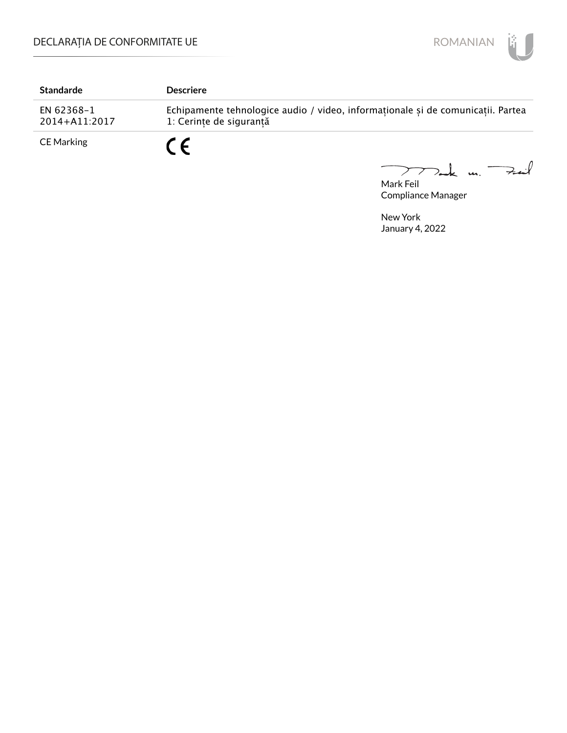| Standarde | Descriere |
| --- | --- |
| EN 62368-1 2014+A11:2017 | Echipamente tehnologice audio / video, informaționale și de comunicații. Partea 1: Cerințe de siguranță |
| CE Marking | CE |

Mark Feil
Compliance Manager

New York
January 4, 2022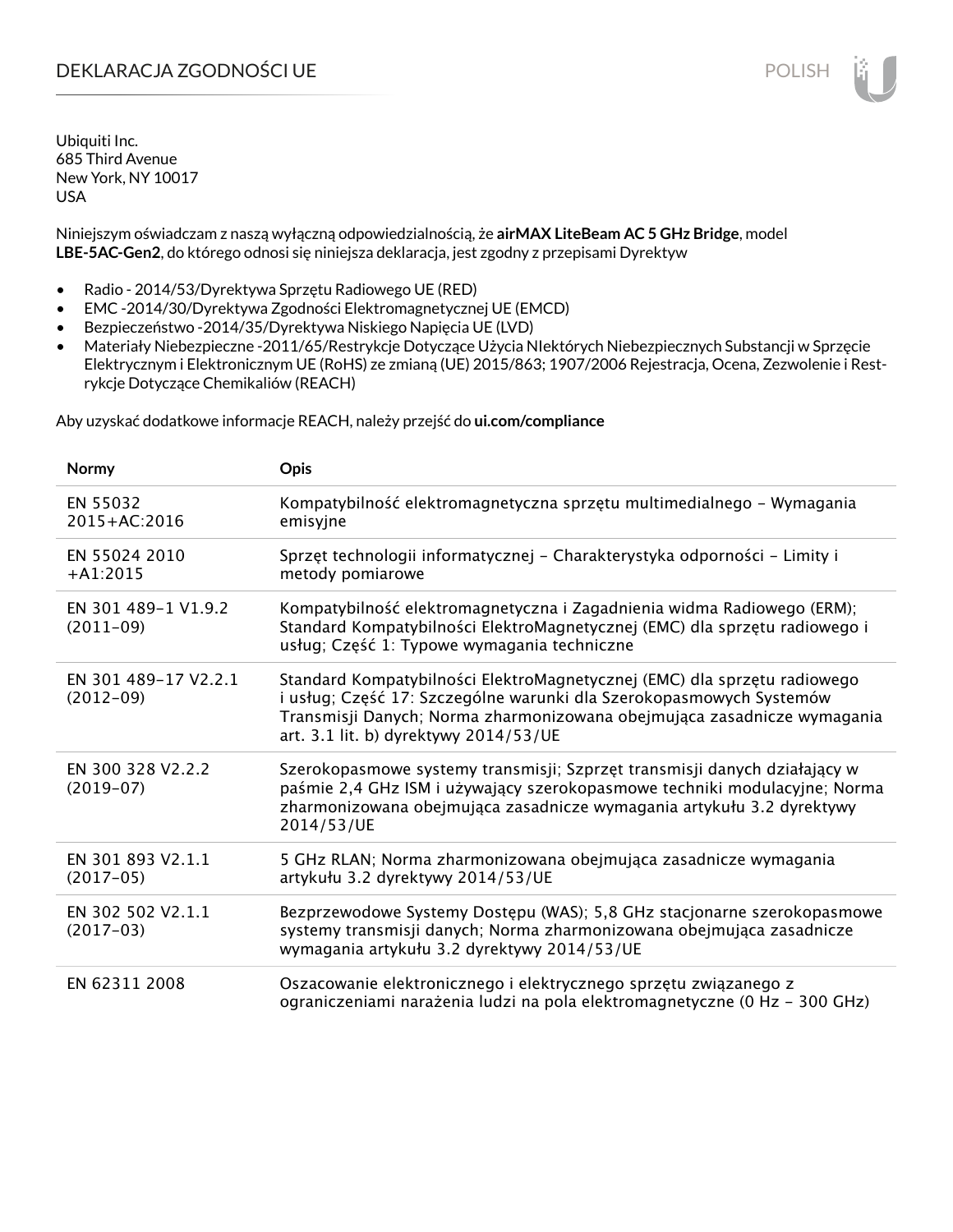# DEKLARACJA ZGODNOŚCI UE

Ubiquiti Inc.
685 Third Avenue
New York, NY 10017
USA

Niniejszym oświadczam z naszą wyłączną odpowiedzialnością, że **airMAX LiteBeam AC 5 GHz Bridge**, model **LBE-5AC-Gen2**, do którego odnosi się niniejsza deklaracja, jest zgodny z przepisami Dyrektyw

- Radio - 2014/53/Dyrektywa Sprzętu Radiowego UE (RED)
- EMC -2014/30/Dyrektywa Zgodności Elektromagnetycznej UE (EMCD)
- Bezpieczeństwo -2014/35/Dyrektywa Niskiego Napięcia UE (LVD)
- Materiały Niebezpieczne -2011/65/Restrykcje Dotyczące Użycia NIektórych Niebezpiecznych Substancji w Sprzęcie Elektrycznym i Elektronicznym UE (RoHS) ze zmianą (UE) 2015/863; 1907/2006 Rejestracja, Ocena, Zezwolenie i Restrykcje Dotyczące Chemikaliów (REACH)

Aby uzyskać dodatkowe informacje REACH, należy przejść do **ui.com/compliance**

| Normy | Opis |
|---|---|
| EN 55032 2015+AC:2016 | Kompatybilność elektromagnetyczna sprzętu multimedialnego – Wymagania emisyjne |
| EN 55024 2010 +A1:2015 | Sprzęt technologii informatycznej – Charakterystyka odporności – Limity i metody pomiarowe |
| EN 301 489-1 V1.9.2 (2011-09) | Kompatybilność elektromagnetyczna i Zagadnienia widma Radiowego (ERM); Standard Kompatybilności ElektroMagnetycznej (EMC) dla sprzętu radiowego i usług; Część 1: Typowe wymagania techniczne |
| EN 301 489-17 V2.2.1 (2012-09) | Standard Kompatybilności ElektroMagnetycznej (EMC) dla sprzętu radiowego i usług; Część 17: Szczególne warunki dla Szerokopasmowych Systemów Transmisji Danych; Norma zharmonizowana obejmująca zasadnicze wymagania art. 3.1 lit. b) dyrektywy 2014/53/UE |
| EN 300 328 V2.2.2 (2019-07) | Szerokopasmowe systemy transmisji; Szprzęt transmisji danych działający w paśmie 2,4 GHz ISM i używający szerokopasmowe techniki modulacyjne; Norma zharmonizowana obejmująca zasadnicze wymagania artykułu 3.2 dyrektywy 2014/53/UE |
| EN 301 893 V2.1.1 (2017-05) | 5 GHz RLAN; Norma zharmonizowana obejmująca zasadnicze wymagania artykułu 3.2 dyrektywy 2014/53/UE |
| EN 302 502 V2.1.1 (2017-03) | Bezprzewodowe Systemy Dostępu (WAS); 5,8 GHz stacjonarne szerokopasmowe systemy transmisji danych; Norma zharmonizowana obejmująca zasadnicze wymagania artykułu 3.2 dyrektywy 2014/53/UE |
| EN 62311 2008 | Oszacowanie elektronicznego i elektrycznego sprzętu związanego z ograniczeniami narażenia ludzi na pola elektromagnetyczne (0 Hz – 300 GHz) |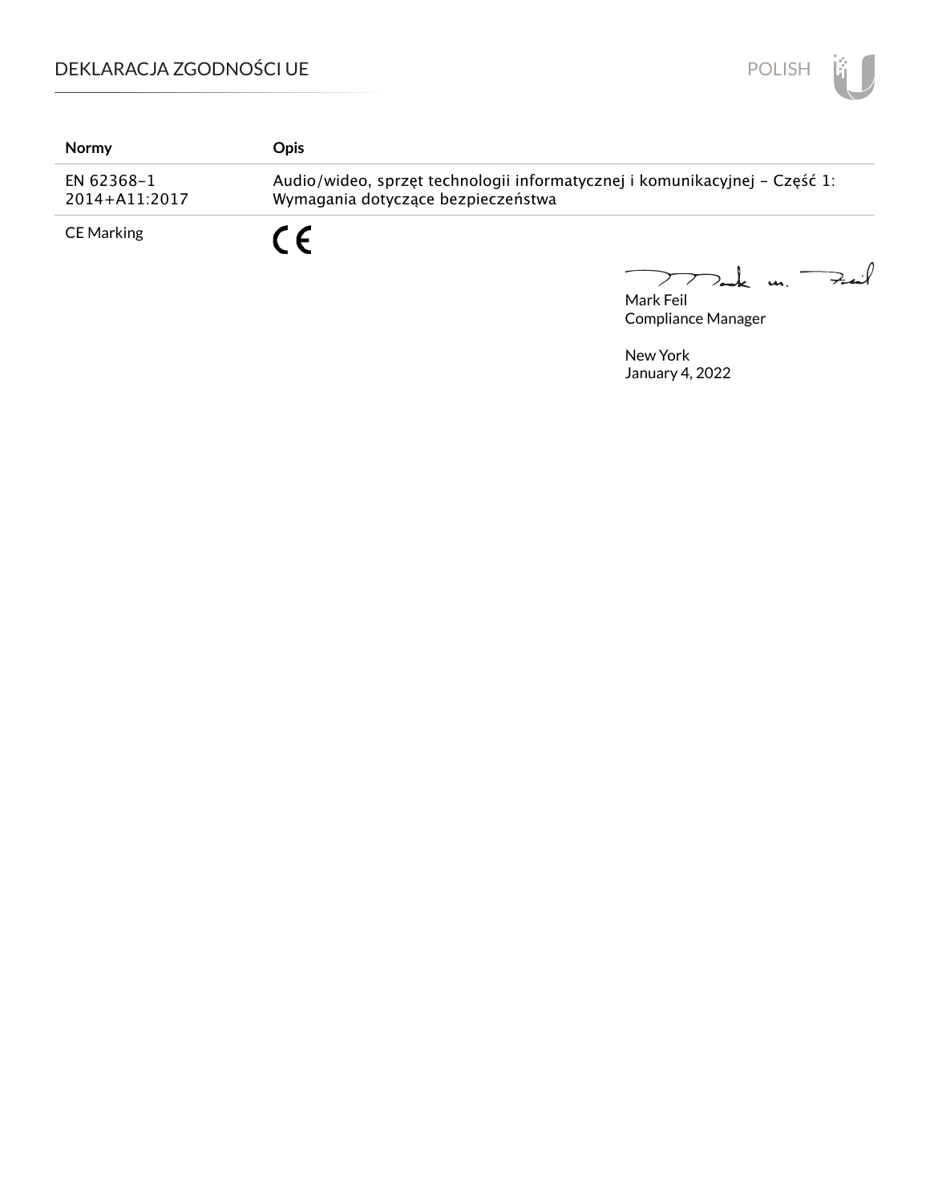| Normy | Opis |
| --- | --- |
| EN 62368-1<br>2014+A11:2017 | Audio/wideo, sprzęt technologii informatycznej i komunikacyjnej – Część 1: Wymagania dotyczące bezpieczeństwa |
| CE Marking | CE |

Mark Feil
Compliance Manager

New York
January 4, 2022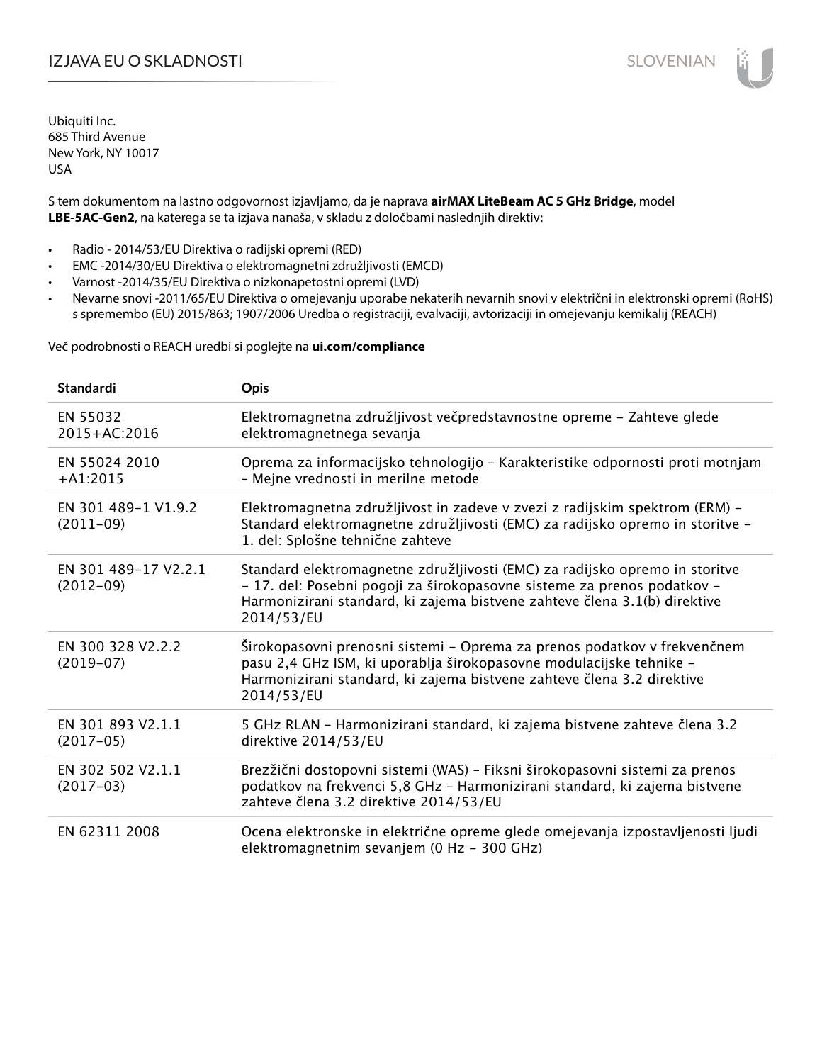# IZJAVA EU O SKLADNOSTI

Ubiquiti Inc.
685 Third Avenue
New York, NY 10017
USA

S tem dokumentom na lastno odgovornost izjavljamo, da je naprava **airMAX LiteBeam AC 5 GHz Bridge**, model **LBE-5AC-Gen2**, na katerega se ta izjava nanaša, v skladu z določbami naslednjih direktiv:

- Radio - 2014/53/EU Direktiva o radijski opremi (RED)
- EMC -2014/30/EU Direktiva o elektromagnetni združljivosti (EMCD)
- Varnost -2014/35/EU Direktiva o nizkonapetostni opremi (LVD)
- Nevarne snovi -2011/65/EU Direktiva o omejevanju uporabe nekaterih nevarnih snovi v električni in elektronski opremi (RoHS) s spremembo (EU) 2015/863; 1907/2006 Uredba o registraciji, evalvaciji, avtorizaciji in omejevanju kemikalij (REACH)

Več podrobnosti o REACH uredbi si poglejte na **ui.com/compliance**

| Standardi | Opis |
| --- | --- |
| EN 55032 2015+AC:2016 | Elektromagnetna združljivost večpredstavnostne opreme – Zahteve glede elektromagnetnega sevanja |
| EN 55024 2010 +A1:2015 | Oprema za informacijsko tehnologijo – Karakteristike odpornosti proti motnjam – Mejne vrednosti in merilne metode |
| EN 301 489-1 V1.9.2 (2011-09) | Elektromagnetna združljivost in zadeve v zvezi z radijskim spektrom (ERM) – Standard elektromagnetne združljivosti (EMC) za radijsko opremo in storitve – 1. del: Splošne tehnične zahteve |
| EN 301 489-17 V2.2.1 (2012-09) | Standard elektromagnetne združljivosti (EMC) za radijsko opremo in storitve – 17. del: Posebni pogoji za širokopasovne sisteme za prenos podatkov – Harmonizirani standard, ki zajema bistvene zahteve člena 3.1(b) direktive 2014/53/EU |
| EN 300 328 V2.2.2 (2019-07) | Širokopasovni prenosni sistemi – Oprema za prenos podatkov v frekvenčnem pasu 2,4 GHz ISM, ki uporablja širokopasovne modulacijske tehnike – Harmonizirani standard, ki zajema bistvene zahteve člena 3.2 direktive 2014/53/EU |
| EN 301 893 V2.1.1 (2017-05) | 5 GHz RLAN – Harmonizirani standard, ki zajema bistvene zahteve člena 3.2 direktive 2014/53/EU |
| EN 302 502 V2.1.1 (2017-03) | Brezžični dostopovni sistemi (WAS) – Fiksni širokopasovni sistemi za prenos podatkov na frekvenci 5,8 GHz – Harmonizirani standard, ki zajema bistvene zahteve člena 3.2 direktive 2014/53/EU |
| EN 62311 2008 | Ocena elektronske in električne opreme glede omejevanja izpostavljenosti ljudi elektromagnetnim sevanjem (0 Hz – 300 GHz) |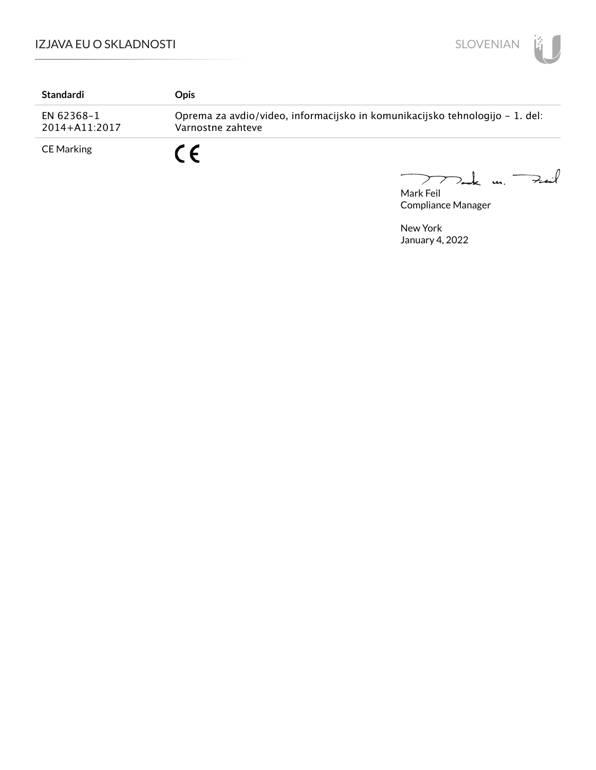| Standardi | Opis |
|---|---|
| EN 62368-1 2014+A11:2017 | Oprema za avdio/video, informacijsko in komunikacijsko tehnologijo - 1. del: Varnostne zahteve |
| CE Marking | CE |

Mark Feil
Compliance Manager

New York
January 4, 2022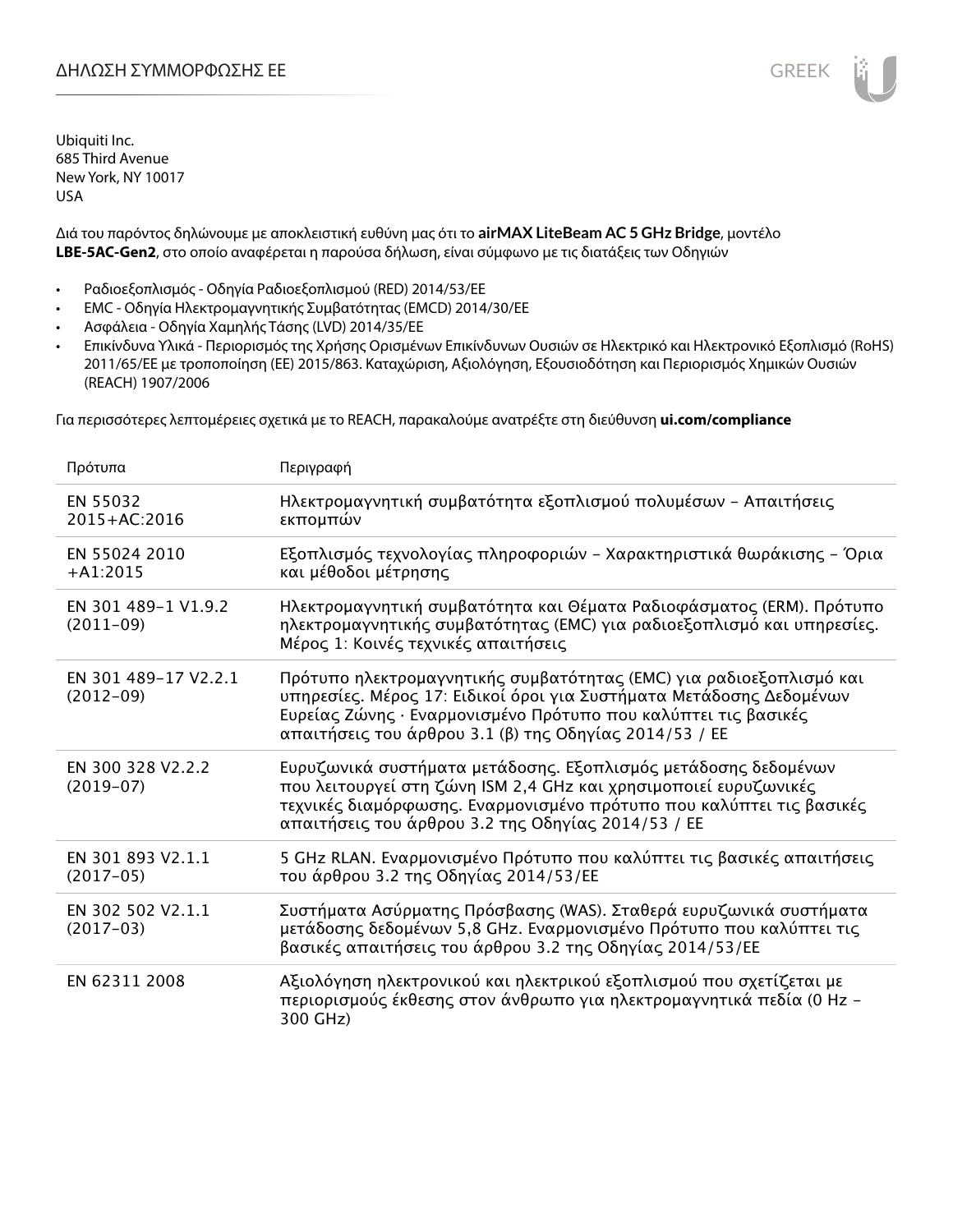# ΔΗΛΩΣΗ ΣΥΜΜΟΡΦΩΣΗΣ ΕΕ

Ubiquiti Inc.
685 Third Avenue
New York, NY 10017
USA

Διά του παρόντος δηλώνουμε με αποκλειστική ευθύνη μας ότι το **airMAX LiteBeam AC 5 GHz Bridge**, μοντέλο **LBE-5AC-Gen2**, στο οποίο αναφέρεται η παρούσα δήλωση, είναι σύμφωνο με τις διατάξεις των Οδηγιών

- Ραδιοεξοπλισμός - Οδηγία Ραδιοεξοπλισμού (RED) 2014/53/ΕΕ
- EMC - Οδηγία Ηλεκτρομαγνητικής Συμβατότητας (EMCD) 2014/30/ΕΕ
- Ασφάλεια - Οδηγία Χαμηλής Τάσης (LVD) 2014/35/ΕΕ
- Επικίνδυνα Υλικά - Περιορισμός της Χρήσης Ορισμένων Επικίνδυνων Ουσιών σε Ηλεκτρικό και Ηλεκτρονικό Εξοπλισμό (RoHS) 2011/65/ΕΕ με τροποποίηση (ΕΕ) 2015/863. Καταχώριση, Αξιολόγηση, Εξουσιοδότηση και Περιορισμός Χημικών Ουσιών (REACH) 1907/2006

Για περισσότερες λεπτομέρειες σχετικά με το REACH, παρακαλούμε ανατρέξτε στη διεύθυνση **ui.com/compliance**

| Πρότυπα | Περιγραφή |
|---|---|
| EN 55032 2015+AC:2016 | Ηλεκτρομαγνητική συμβατότητα εξοπλισμού πολυμέσων – Απαιτήσεις εκπομπών |
| EN 55024 2010 +A1:2015 | Εξοπλισμός τεχνολογίας πληροφοριών – Χαρακτηριστικά θωράκισης – Όρια και μέθοδοι μέτρησης |
| EN 301 489-1 V1.9.2 (2011-09) | Ηλεκτρομαγνητική συμβατότητα και Θέματα Ραδιοφάσματος (ERM). Πρότυπο ηλεκτρομαγνητικής συμβατότητας (EMC) για ραδιοεξοπλισμό και υπηρεσίες. Μέρος 1: Κοινές τεχνικές απαιτήσεις |
| EN 301 489-17 V2.2.1 (2012-09) | Πρότυπο ηλεκτρομαγνητικής συμβατότητας (EMC) για ραδιοεξοπλισμό και υπηρεσίες. Μέρος 17: Ειδικοί όροι για Συστήματα Μετάδοσης Δεδομένων Ευρείας Ζώνης · Εναρμονισμένο Πρότυπο που καλύπτει τις βασικές απαιτήσεις του άρθρου 3.1 (β) της Οδηγίας 2014/53 / ΕΕ |
| EN 300 328 V2.2.2 (2019-07) | Ευρυζωνικά συστήματα μετάδοσης. Εξοπλισμός μετάδοσης δεδομένων που λειτουργεί στη ζώνη ISM 2,4 GHz και χρησιμοποιεί ευρυζωνικές τεχνικές διαμόρφωσης. Εναρμονισμένο πρότυπο που καλύπτει τις βασικές απαιτήσεις του άρθρου 3.2 της Οδηγίας 2014/53 / ΕΕ |
| EN 301 893 V2.1.1 (2017-05) | 5 GHz RLAN. Εναρμονισμένο Πρότυπο που καλύπτει τις βασικές απαιτήσεις του άρθρου 3.2 της Οδηγίας 2014/53/ΕΕ |
| EN 302 502 V2.1.1 (2017-03) | Συστήματα Ασύρματης Πρόσβασης (WAS). Σταθερά ευρυζωνικά συστήματα μετάδοσης δεδομένων 5,8 GHz. Εναρμονισμένο Πρότυπο που καλύπτει τις βασικές απαιτήσεις του άρθρου 3.2 της Οδηγίας 2014/53/ΕΕ |
| EN 62311 2008 | Αξιολόγηση ηλεκτρονικού και ηλεκτρικού εξοπλισμού που σχετίζεται με περιορισμούς έκθεσης στον άνθρωπο για ηλεκτρομαγνητικά πεδία (0 Hz – 300 GHz) |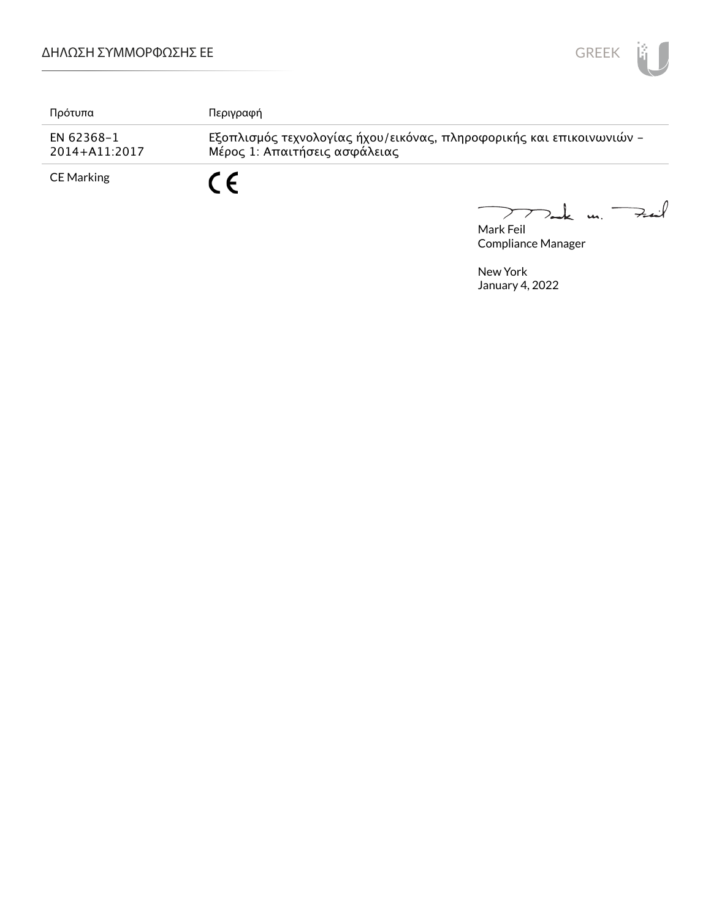| Πρότυπα | Περιγραφή |
| --- | --- |
| EN 62368-1 2014+A11:2017 | Εξοπλισμός τεχνολογίας ήχου/εικόνας, πληροφορικής και επικοινωνιών – Μέρος 1: Απαιτήσεις ασφάλειας |
| CE Marking | CE |

Mark Feil
Compliance Manager

New York
January 4, 2022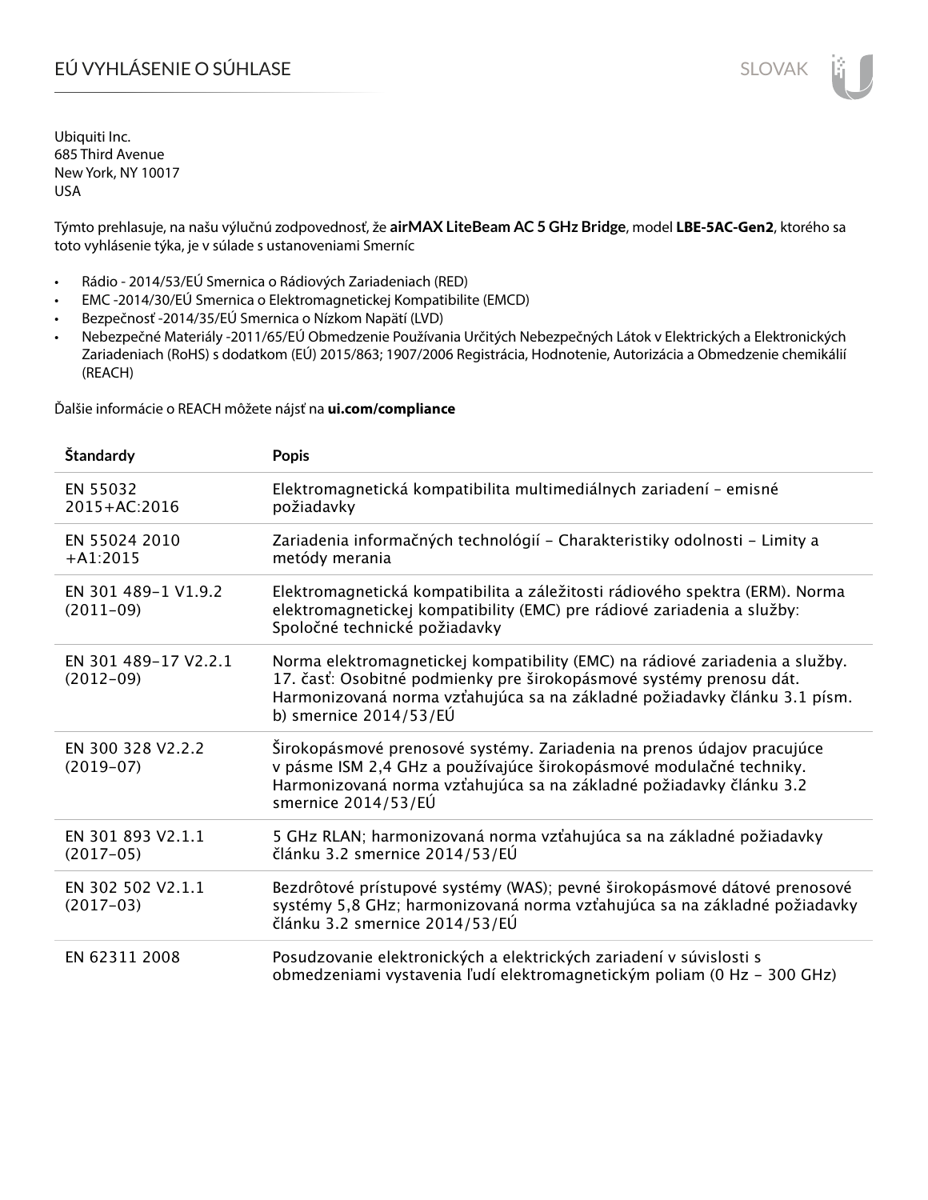# EÚ VYHLÁSENIE O SÚHLASE

Ubiquiti Inc.
685 Third Avenue
New York, NY 10017
USA

Týmto prehlasuje, na našu výlučnú zodpovednosť, že **airMAX LiteBeam AC 5 GHz Bridge**, model **LBE-5AC-Gen2**, ktorého sa toto vyhlásenie týka, je v súlade s ustanoveniami Smerníc

- Rádio - 2014/53/EÚ Smernica o Rádiových Zariadeniach (RED)
- EMC -2014/30/EÚ Smernica o Elektromagnetickej Kompatibilite (EMCD)
- Bezpečnosť -2014/35/EÚ Smernica o Nízkom Napätí (LVD)
- Nebezpečné Materiály -2011/65/EÚ Obmedzenie Používania Určitých Nebezpečných Látok v Elektrických a Elektronických Zariadeniach (RoHS) s dodatkom (EÚ) 2015/863; 1907/2006 Registrácia, Hodnotenie, Autorizácia a Obmedzenie chemikálií (REACH)

Ďalšie informácie o REACH môžete nájsť na **ui.com/compliance**

| Štandardy | Popis |
|---|---|
| EN 55032 2015+AC:2016 | Elektromagnetická kompatibilita multimediálnych zariadení – emisné požiadavky |
| EN 55024 2010 +A1:2015 | Zariadenia informačných technológií – Charakteristiky odolnosti – Limity a metódy merania |
| EN 301 489-1 V1.9.2 (2011-09) | Elektromagnetická kompatibilita a záležitosti rádiového spektra (ERM). Norma elektromagnetickej kompatibility (EMC) pre rádiové zariadenia a služby: Spoločné technické požiadavky |
| EN 301 489-17 V2.2.1 (2012-09) | Norma elektromagnetickej kompatibility (EMC) na rádiové zariadenia a služby. 17. časť: Osobitné podmienky pre širokopásmové systémy prenosu dát. Harmonizovaná norma vzťahujúca sa na základné požiadavky článku 3.1 písm. b) smernice 2014/53/EÚ |
| EN 300 328 V2.2.2 (2019-07) | Širokopásmové prenosové systémy. Zariadenia na prenos údajov pracujúce v pásme ISM 2,4 GHz a používajúce širokopásmové modulačné techniky. Harmonizovaná norma vzťahujúca sa na základné požiadavky článku 3.2 smernice 2014/53/EÚ |
| EN 301 893 V2.1.1 (2017-05) | 5 GHz RLAN; harmonizovaná norma vzťahujúca sa na základné požiadavky článku 3.2 smernice 2014/53/EÚ |
| EN 302 502 V2.1.1 (2017-03) | Bezdrôtové prístupové systémy (WAS); pevné širokopásmové dátové prenosové systémy 5,8 GHz; harmonizovaná norma vzťahujúca sa na základné požiadavky článku 3.2 smernice 2014/53/EÚ |
| EN 62311 2008 | Posudzovanie elektronických a elektrických zariadení v súvislosti s obmedzeniami vystavenia ľudí elektromagnetickým poliam (0 Hz – 300 GHz) |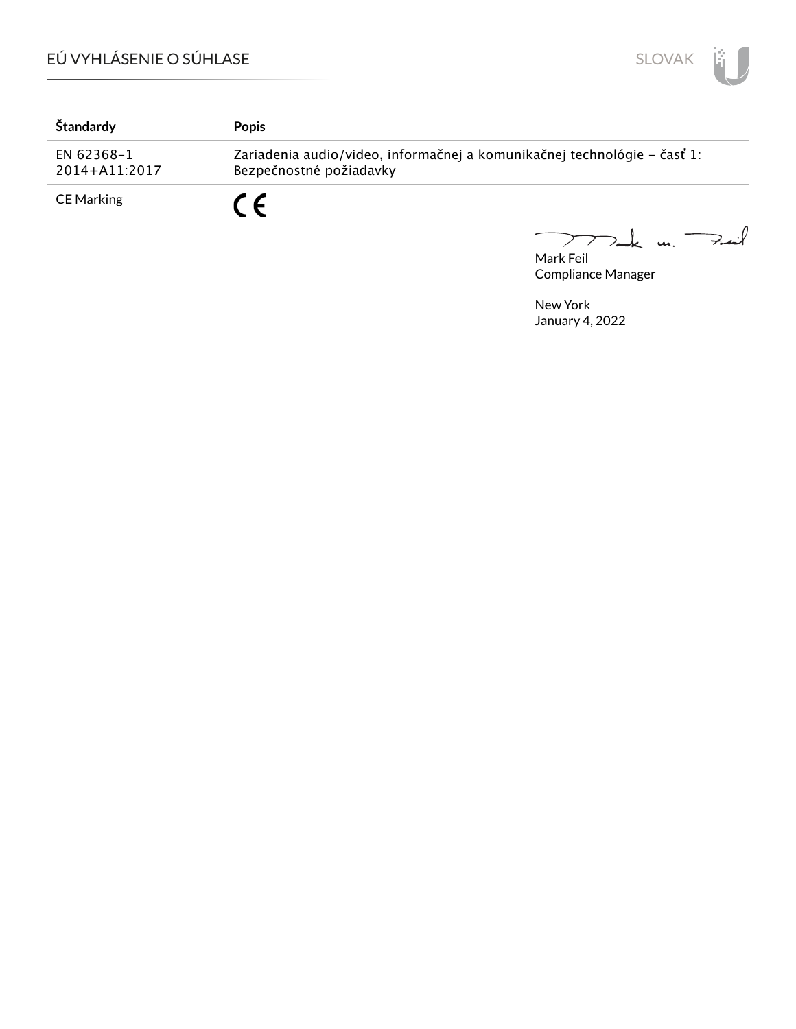| Štandardy | Popis |
|---|---|
| EN 62368-1 2014+A11:2017 | Zariadenia audio/video, informačnej a komunikačnej technológie – časť 1: Bezpečnostné požiadavky |
| CE Marking | CE |

Mark Feil
Compliance Manager

New York
January 4, 2022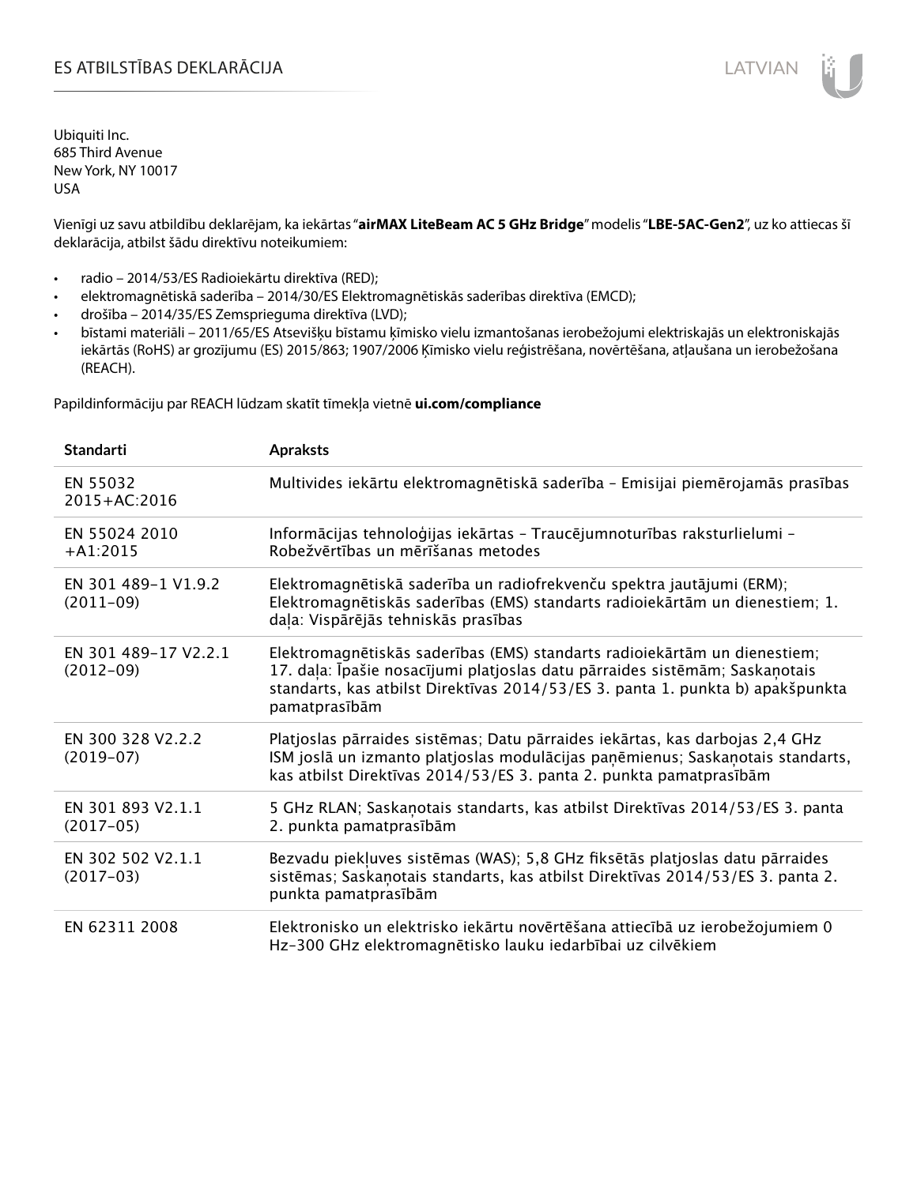# ES ATBILSTĪBAS DEKLARĀCIJA

LATVIAN

Ubiquiti Inc.
685 Third Avenue
New York, NY 10017
USA

Vienīgi uz savu atbildību deklarējam, ka iekārtas "**airMAX LiteBeam AC 5 GHz Bridge**" modelis "**LBE-5AC-Gen2**", uz ko attiecas šī deklarācija, atbilst šādu direktīvu noteikumiem:

- radio – 2014/53/ES Radioiekārtu direktīva (RED);
- elektromagnētiskā saderība – 2014/30/ES Elektromagnētiskās saderības direktīva (EMCD);
- drošība – 2014/35/ES Zemsprieguma direktīva (LVD);
- bīstami materiāli – 2011/65/ES Atsevišķu bīstamu ķīmisko vielu izmantošanas ierobežojumi elektriskajās un elektroniskajās iekārtās (RoHS) ar grozījumu (ES) 2015/863; 1907/2006 Ķīmisko vielu reģistrēšana, novērtēšana, atļaušana un ierobežošana (REACH).

Papildinformāciju par REACH lūdzam skatīt tīmekļa vietnē **ui.com/compliance**

| Standarti | Apraksts |
|---|---|
| EN 55032 2015+AC:2016 | Multivides iekārtu elektromagnētiskā saderība – Emisijai piemērojamās prasības |
| EN 55024 2010 +A1:2015 | Informācijas tehnoloģijas iekārtas – Traucējumnoturības raksturlielumi – Robežvērtības un mērīšanas metodes |
| EN 301 489-1 V1.9.2 (2011-09) | Elektromagnētiskā saderība un radiofrekvenču spektra jautājumi (ERM); Elektromagnētiskās saderības (EMS) standarts radioiekārtām un dienestiem; 1. daļa: Vispārējās tehniskās prasības |
| EN 301 489-17 V2.2.1 (2012-09) | Elektromagnētiskās saderības (EMS) standarts radioiekārtām un dienestiem; 17. daļa: Īpašie nosacījumi platjoslas datu pārraides sistēmām; Saskaņotais standarts, kas atbilst Direktīvas 2014/53/ES 3. panta 1. punkta b) apakšpunkta pamatprasībām |
| EN 300 328 V2.2.2 (2019-07) | Platjoslas pārraides sistēmas; Datu pārraides iekārtas, kas darbojas 2,4 GHz ISM joslā un izmanto platjoslas modulācijas paņēmienus; Saskaņotais standarts, kas atbilst Direktīvas 2014/53/ES 3. panta 2. punkta pamatprasībām |
| EN 301 893 V2.1.1 (2017-05) | 5 GHz RLAN; Saskaņotais standarts, kas atbilst Direktīvas 2014/53/ES 3. panta 2. punkta pamatprasībām |
| EN 302 502 V2.1.1 (2017-03) | Bezvadu piekļuves sistēmas (WAS); 5,8 GHz fiksētās platjoslas datu pārraides sistēmas; Saskaņotais standarts, kas atbilst Direktīvas 2014/53/ES 3. panta 2. punkta pamatprasībām |
| EN 62311 2008 | Elektronisko un elektrisko iekārtu novērtēšana attiecībā uz ierobežojumiem 0 Hz-300 GHz elektromagnētisko lauku iedarbībai uz cilvēkiem |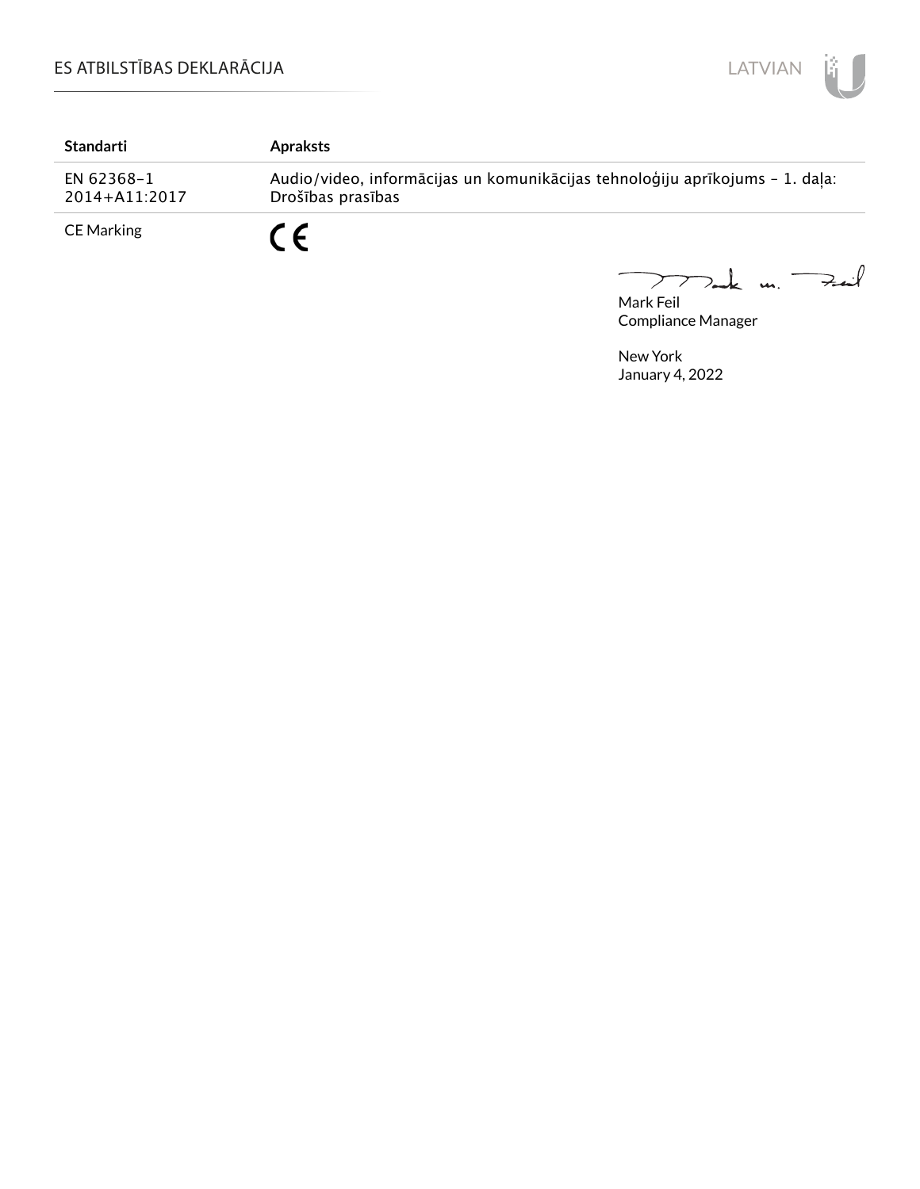| Standarti | Apraksts |
|---|---|
| EN 62368-1 2014+A11:2017 | Audio/video, informācijas un komunikācijas tehnoloģiju aprīkojums – 1. daļa: Drošības prasības |
| CE Marking | CE |

Mark Feil
Compliance Manager

New York
January 4, 2022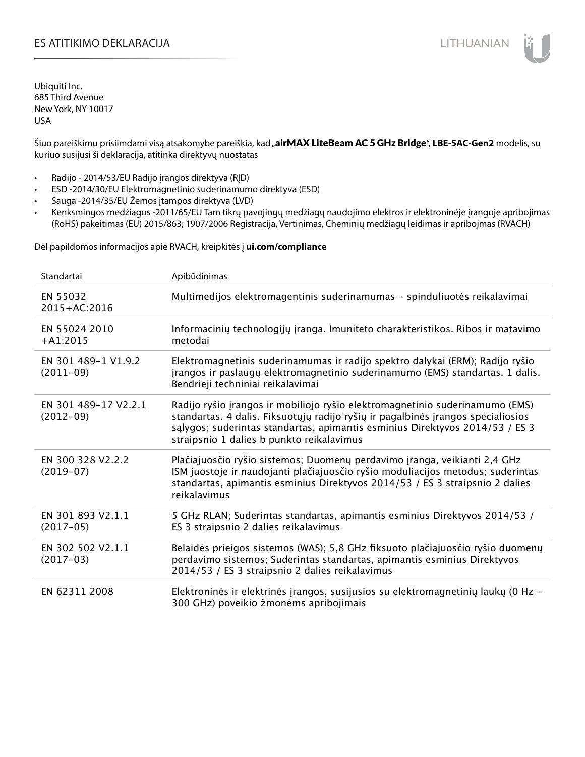# ES ATITIKIMO DEKLARACIJA

Ubiquiti Inc.
685 Third Avenue
New York, NY 10017
USA

Šiuo pareiškimu prisiimdami visą atsakomybe pareiškia, kad „**airMAX LiteBeam AC 5 GHz Bridge**", **LBE-5AC-Gen2** modelis, su kuriuo susijusi ši deklaracija, atitinka direktyvų nuostatas

- Radijo - 2014/53/EU Radijo įrangos direktyva (RĮD)
- ESD -2014/30/EU Elektromagnetinio suderinamumo direktyva (ESD)
- Sauga -2014/35/EU Žemos įtampos direktyva (LVD)
- Kenksmingos medžiagos -2011/65/EU Tam tikrų pavojingų medžiagų naudojimo elektros ir elektroninėje įrangoje apribojimas (RoHS) pakeitimas (EU) 2015/863; 1907/2006 Registracija, Vertinimas, Cheminių medžiagų leidimas ir apribojmas (RVACH)

Dėl papildomos informacijos apie RVACH, kreipkitės į **ui.com/compliance**

| Standartai | Apibūdinimas |
|---|---|
| EN 55032 2015+AC:2016 | Multimedijos elektromagentinis suderinamumas – spinduliuotės reikalavimai |
| EN 55024 2010 +A1:2015 | Informacinių technologijų įranga. Imuniteto charakteristikos. Ribos ir matavimo metodai |
| EN 301 489-1 V1.9.2 (2011-09) | Elektromagnetinis suderinamumas ir radijo spektro dalykai (ERM); Radijo ryšio įrangos ir paslaugų elektromagnetinio suderinamumo (EMS) standartas. 1 dalis. Bendrieji techniniai reikalavimai |
| EN 301 489-17 V2.2.1 (2012-09) | Radijo ryšio įrangos ir mobiliojo ryšio elektromagnetinio suderinamumo (EMS) standartas. 4 dalis. Fiksuotųjų radijo ryšių ir pagalbinės įrangos specialiosios sąlygos; suderintas standartas, apimantis esminius Direktyvos 2014/53 / ES 3 straipsnio 1 dalies b punkto reikalavimus |
| EN 300 328 V2.2.2 (2019-07) | Plačiajuosčio ryšio sistemos; Duomenų perdavimo įranga, veikianti 2,4 GHz ISM juostoje ir naudojanti plačiajuosčio ryšio moduliacijos metodus; suderintas standartas, apimantis esminius Direktyvos 2014/53 / ES 3 straipsnio 2 dalies reikalavimus |
| EN 301 893 V2.1.1 (2017-05) | 5 GHz RLAN; Suderintas standartas, apimantis esminius Direktyvos 2014/53 / ES 3 straipsnio 2 dalies reikalavimus |
| EN 302 502 V2.1.1 (2017-03) | Belaidės prieigos sistemos (WAS); 5,8 GHz fiksuoto plačiajuosčio ryšio duomenų perdavimo sistemos; Suderintas standartas, apimantis esminius Direktyvos 2014/53 / ES 3 straipsnio 2 dalies reikalavimus |
| EN 62311 2008 | Elektroninės ir elektrinės įrangos, susijusios su elektromagnetinių laukų (0 Hz – 300 GHz) poveikio žmonėms apribojimais |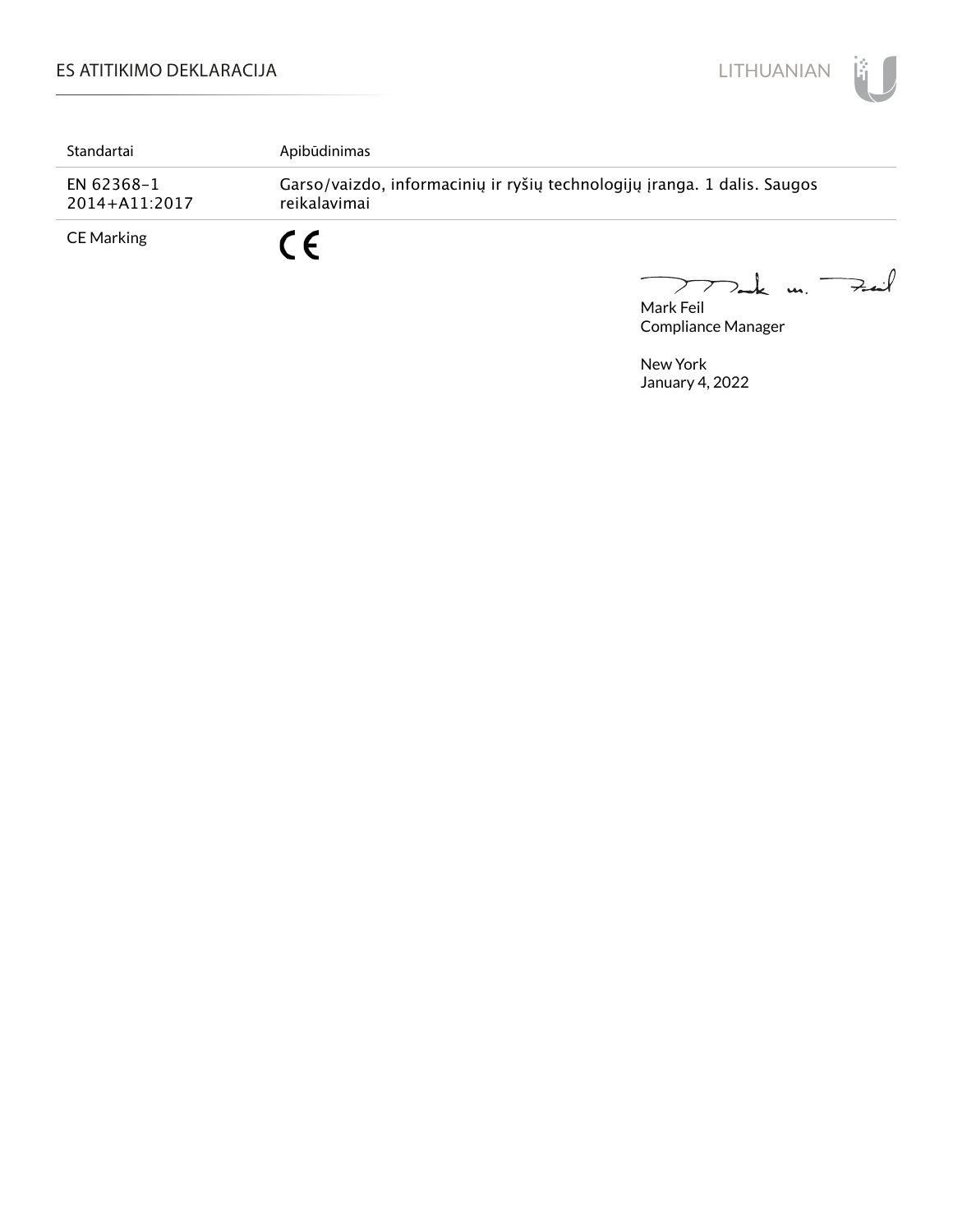| Standartai | Apibūdinimas |
|---|---|
| EN 62368-1 2014+A11:2017 | Garso/vaizdo, informacinių ir ryšių technologijų įranga. 1 dalis. Saugos reikalavimai |
| CE Marking | CE |

Mark Feil
Compliance Manager

New York
January 4, 2022